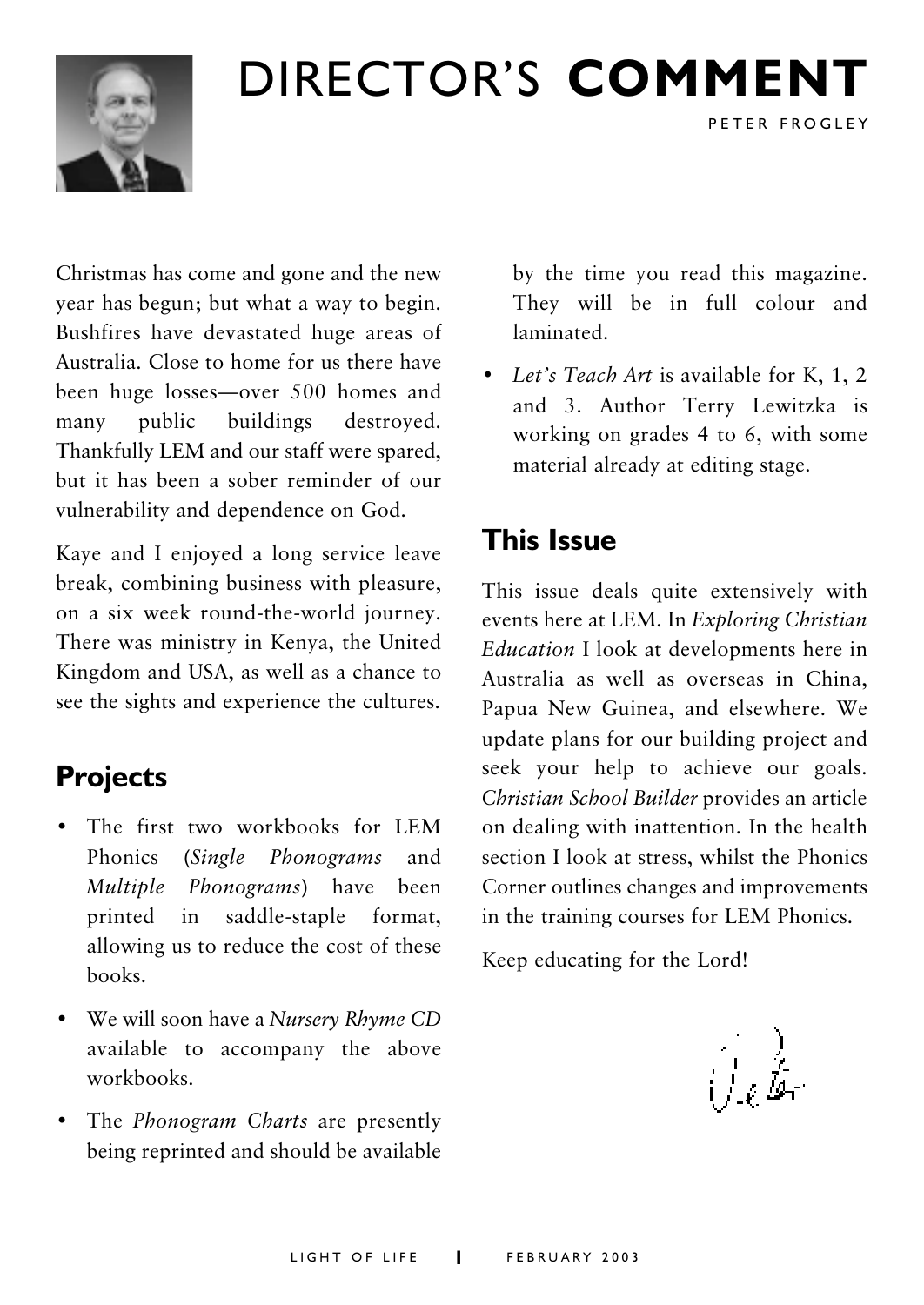# DIRECTOR'S **COMMENT**

PETER FROGLEY

Christmas has come and gone and the new year has begun; but what a way to begin. Bushfires have devastated huge areas of Australia. Close to home for us there have been huge losses—over 500 homes and many public buildings destroyed. Thankfully LEM and our staff were spared, but it has been a sober reminder of our vulnerability and dependence on God.

Kaye and I enjoyed a long service leave break, combining business with pleasure, on a six week round-the-world journey. There was ministry in Kenya, the United Kingdom and USA, as well as a chance to see the sights and experience the cultures.

## Projects

- The first two workbooks for LEM Phonics (*Single Phonograms* and *Multiple Phonograms*) have been printed in saddle-staple format, allowing us to reduce the cost of these books.
- We will soon have a *Nursery Rhyme CD* available to accompany the above workbooks.
- The *Phonogram Charts* are presently being reprinted and should be available by the time you read this magazine. They will be in full colour and laminated.
- *Let's Teach Art* is available for K, 1, 2 and 3. Author Terry Lewitzka is working on grades 4 to 6, with some material already at editing stage.

## This Issue

This issue deals quite extensively with events here at LEM. In *Exploring Christian Education* I look at developments here in Australia as well as overseas in China, Papua New Guinea, and elsewhere. We update plans for our building project and seek your help to achieve our goals. *Christian School Builder* provides an article on dealing with inattention. In the health section I look at stress, whilst the Phonics Corner outlines changes and improvements in the training courses for LEM Phonics.

Keep educating for the Lord!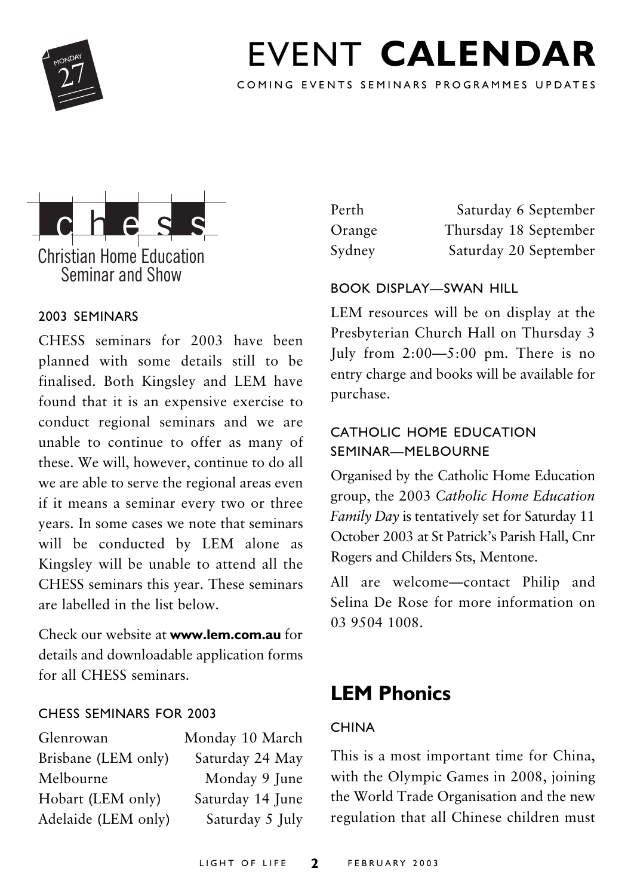# EVENT **CALENDAR**

COMING EVENTS SEMINARS PROGRAMMES UPDATES

## chess

Christian Home Education Seminar and Show

### 2003 SEMINARS

CHESS seminars for 2003 have been planned with some details still to be finalised. Both Kingsley and LEM have found that it is an expensive exercise to conduct regional seminars and we are unable to continue to offer as many of these. We will, however, continue to do all we are able to serve the regional areas even if it means a seminar every two or three years. In some cases we note that seminars will be conducted by LEM alone as Kingsley will be unable to attend all the CHESS seminars this year. These seminars are labelled in the list below.

Check our website at **www.lem.com.au** for details and downloadable application forms for all CHESS seminars.

### CHESS SEMINARS FOR 2003

| | |
|---|---|
| Glenrowan | Monday 10 March |
| Brisbane (LEM only) | Saturday 24 May |
| Melbourne | Monday 9 June |
| Hobart (LEM only) | Saturday 14 June |
| Adelaide (LEM only) | Saturday 5 July |
| Perth | Saturday 6 September |
| Orange | Thursday 18 September |
| Sydney | Saturday 20 September |

### BOOK DISPLAY—SWAN HILL

LEM resources will be on display at the Presbyterian Church Hall on Thursday 3 July from 2:00—5:00 pm. There is no entry charge and books will be available for purchase.

### CATHOLIC HOME EDUCATION SEMINAR—MELBOURNE

Organised by the Catholic Home Education group, the 2003 *Catholic Home Education Family Day* is tentatively set for Saturday 11 October 2003 at St Patrick's Parish Hall, Cnr Rogers and Childers Sts, Mentone.

All are welcome—contact Philip and Selina De Rose for more information on 03 9504 1008.

## LEM Phonics

### CHINA

This is a most important time for China, with the Olympic Games in 2008, joining the World Trade Organisation and the new regulation that all Chinese children must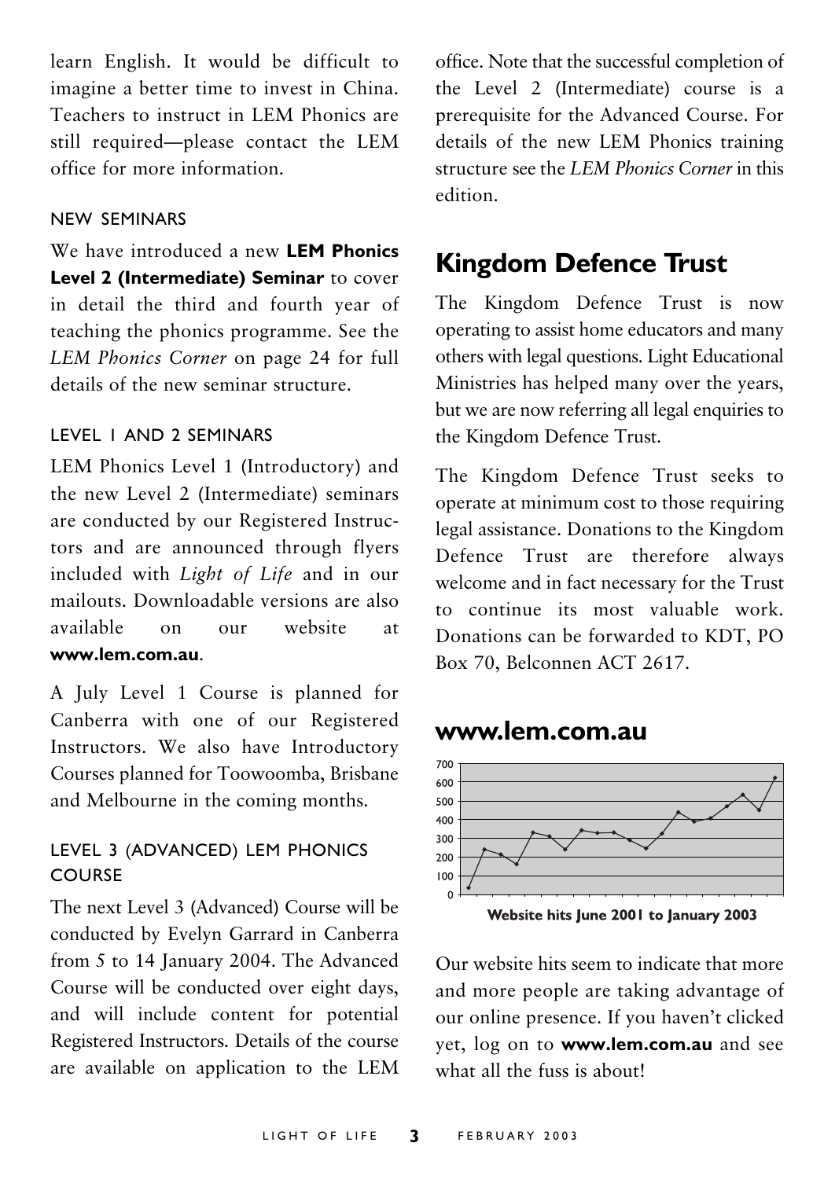learn English. It would be difficult to imagine a better time to invest in China. Teachers to instruct in LEM Phonics are still required—please contact the LEM office for more information.

### NEW SEMINARS

We have introduced a new **LEM Phonics Level 2 (Intermediate) Seminar** to cover in detail the third and fourth year of teaching the phonics programme. See the *LEM Phonics Corner* on page 24 for full details of the new seminar structure.

### LEVEL 1 AND 2 SEMINARS

LEM Phonics Level 1 (Introductory) and the new Level 2 (Intermediate) seminars are conducted by our Registered Instructors and are announced through flyers included with *Light of Life* and in our mailouts. Downloadable versions are also available on our website at **www.lem.com.au**.

A July Level 1 Course is planned for Canberra with one of our Registered Instructors. We also have Introductory Courses planned for Toowoomba, Brisbane and Melbourne in the coming months.

### LEVEL 3 (ADVANCED) LEM PHONICS COURSE

The next Level 3 (Advanced) Course will be conducted by Evelyn Garrard in Canberra from 5 to 14 January 2004. The Advanced Course will be conducted over eight days, and will include content for potential Registered Instructors. Details of the course are available on application to the LEM office. Note that the successful completion of the Level 2 (Intermediate) course is a prerequisite for the Advanced Course. For details of the new LEM Phonics training structure see the *LEM Phonics Corner* in this edition.

## Kingdom Defence Trust

The Kingdom Defence Trust is now operating to assist home educators and many others with legal questions. Light Educational Ministries has helped many over the years, but we are now referring all legal enquiries to the Kingdom Defence Trust.

The Kingdom Defence Trust seeks to operate at minimum cost to those requiring legal assistance. Donations to the Kingdom Defence Trust are therefore always welcome and in fact necessary for the Trust to continue its most valuable work. Donations can be forwarded to KDT, PO Box 70, Belconnen ACT 2617.

## www.lem.com.au

**Website hits June 2001 to January 2003**

Our website hits seem to indicate that more and more people are taking advantage of our online presence. If you haven't clicked yet, log on to **www.lem.com.au** and see what all the fuss is about!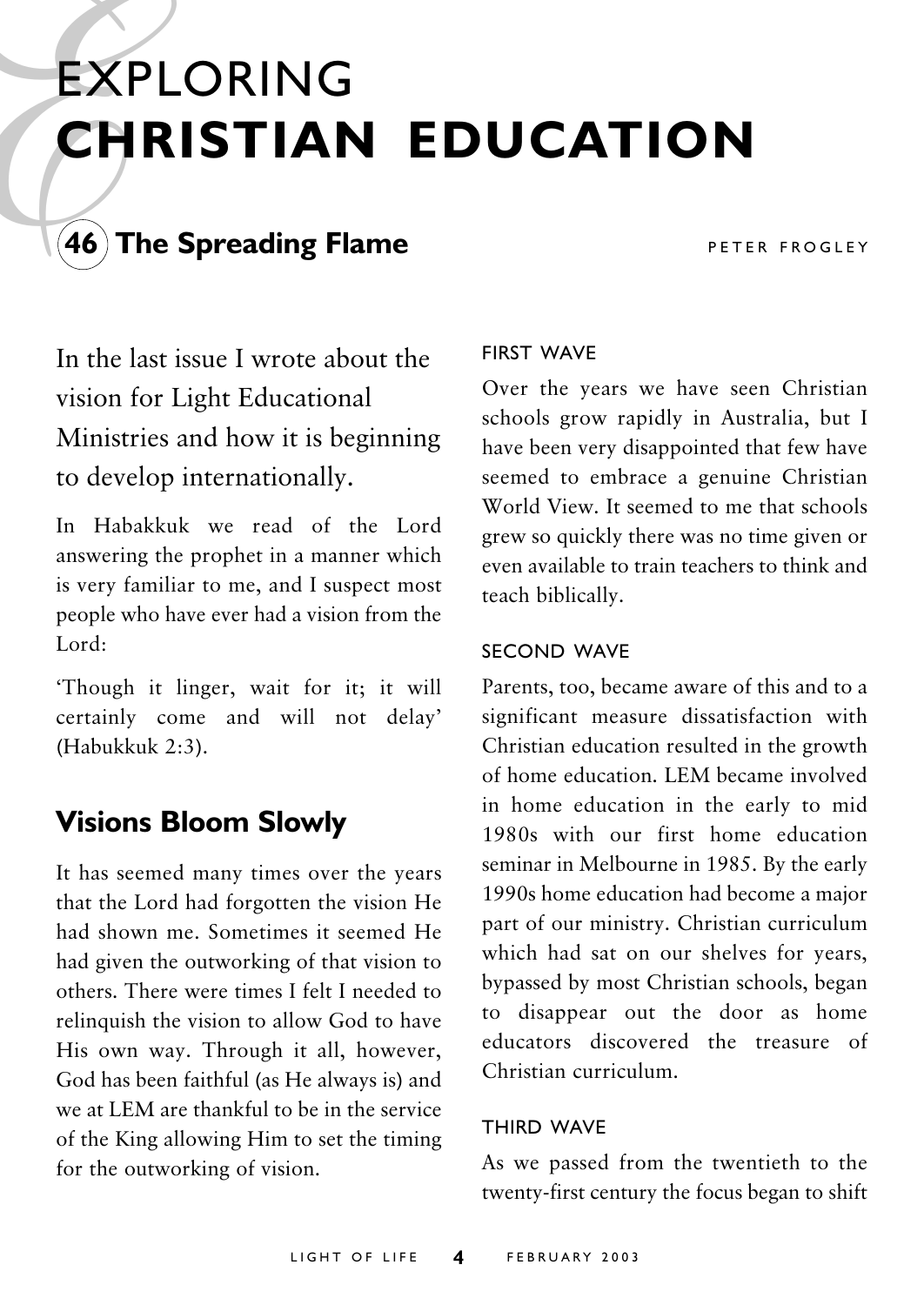# EXPLORING **CHRISTIAN EDUCATION**

## 46 The Spreading Flame

PETER FROGLEY

In the last issue I wrote about the vision for Light Educational Ministries and how it is beginning to develop internationally.

In Habakkuk we read of the Lord answering the prophet in a manner which is very familiar to me, and I suspect most people who have ever had a vision from the Lord:

'Though it linger, wait for it; it will certainly come and will not delay' (Habukkuk 2:3).

### Visions Bloom Slowly

It has seemed many times over the years that the Lord had forgotten the vision He had shown me. Sometimes it seemed He had given the outworking of that vision to others. There were times I felt I needed to relinquish the vision to allow God to have His own way. Through it all, however, God has been faithful (as He always is) and we at LEM are thankful to be in the service of the King allowing Him to set the timing for the outworking of vision.

#### FIRST WAVE

Over the years we have seen Christian schools grow rapidly in Australia, but I have been very disappointed that few have seemed to embrace a genuine Christian World View. It seemed to me that schools grew so quickly there was no time given or even available to train teachers to think and teach biblically.

#### SECOND WAVE

Parents, too, became aware of this and to a significant measure dissatisfaction with Christian education resulted in the growth of home education. LEM became involved in home education in the early to mid 1980s with our first home education seminar in Melbourne in 1985. By the early 1990s home education had become a major part of our ministry. Christian curriculum which had sat on our shelves for years, bypassed by most Christian schools, began to disappear out the door as home educators discovered the treasure of Christian curriculum.

#### THIRD WAVE

As we passed from the twentieth to the twenty-first century the focus began to shift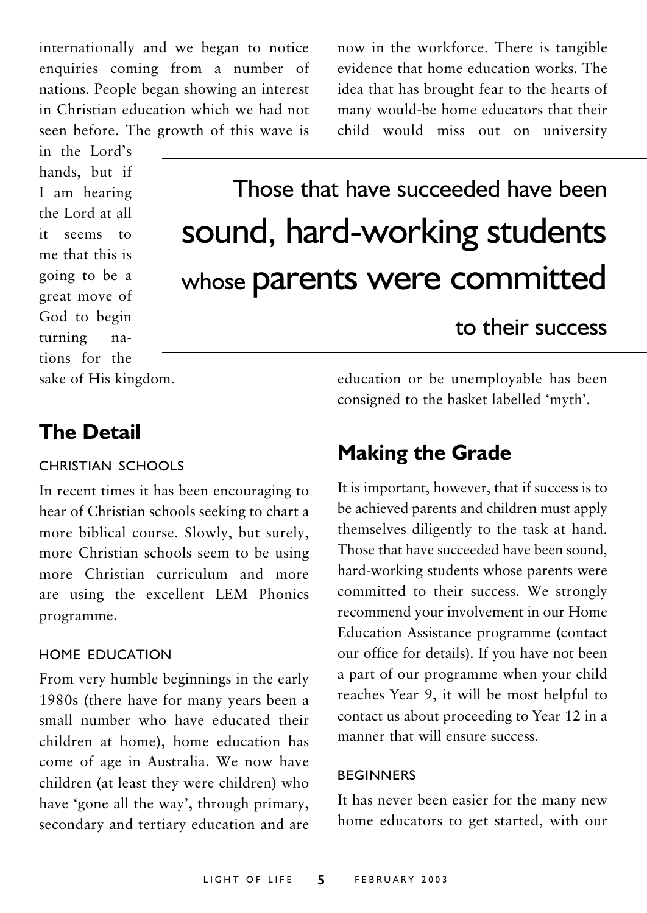internationally and we began to notice enquiries coming from a number of nations. People began showing an interest in Christian education which we had not seen before. The growth of this wave is in the Lord's hands, but if I am hearing the Lord at all it seems to me that this is going to be a great move of God to begin turning nations for the sake of His kingdom.

## The Detail

### CHRISTIAN SCHOOLS

In recent times it has been encouraging to hear of Christian schools seeking to chart a more biblical course. Slowly, but surely, more Christian schools seem to be using more Christian curriculum and more are using the excellent LEM Phonics programme.

### HOME EDUCATION

From very humble beginnings in the early 1980s (there have for many years been a small number who have educated their children at home), home education has come of age in Australia. We now have children (at least they were children) who have 'gone all the way', through primary, secondary and tertiary education and are now in the workforce. There is tangible evidence that home education works. The idea that has brought fear to the hearts of many would-be home educators that their child would miss out on university education or be unemployable has been consigned to the basket labelled 'myth'.

> Those that have succeeded have been sound, hard-working students whose parents were committed to their success

## Making the Grade

It is important, however, that if success is to be achieved parents and children must apply themselves diligently to the task at hand. Those that have succeeded have been sound, hard-working students whose parents were committed to their success. We strongly recommend your involvement in our Home Education Assistance programme (contact our office for details). If you have not been a part of our programme when your child reaches Year 9, it will be most helpful to contact us about proceeding to Year 12 in a manner that will ensure success.

### BEGINNERS

It has never been easier for the many new home educators to get started, with our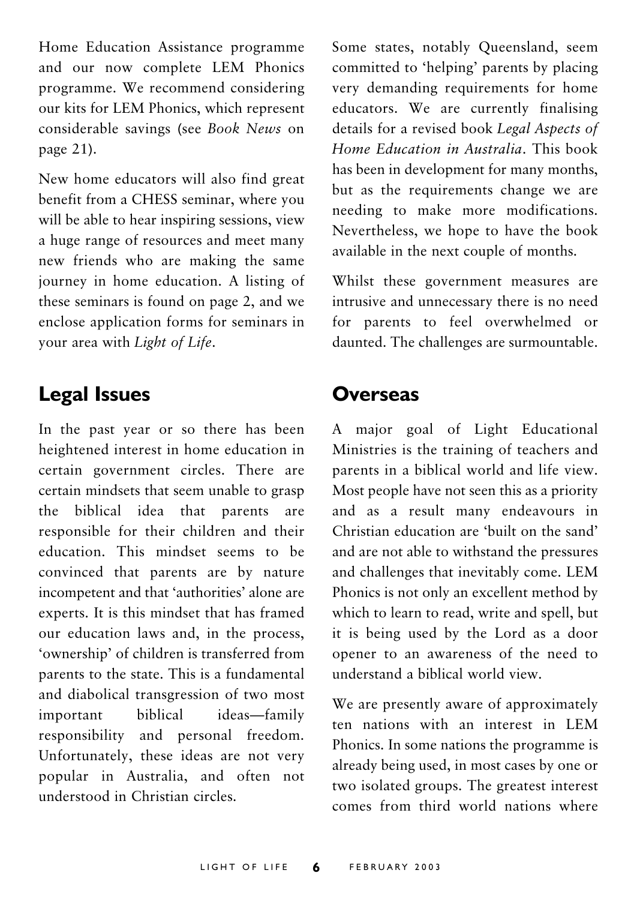Home Education Assistance programme and our now complete LEM Phonics programme. We recommend considering our kits for LEM Phonics, which represent considerable savings (see *Book News* on page 21).

New home educators will also find great benefit from a CHESS seminar, where you will be able to hear inspiring sessions, view a huge range of resources and meet many new friends who are making the same journey in home education. A listing of these seminars is found on page 2, and we enclose application forms for seminars in your area with *Light of Life*.

## Legal Issues

In the past year or so there has been heightened interest in home education in certain government circles. There are certain mindsets that seem unable to grasp the biblical idea that parents are responsible for their children and their education. This mindset seems to be convinced that parents are by nature incompetent and that 'authorities' alone are experts. It is this mindset that has framed our education laws and, in the process, 'ownership' of children is transferred from parents to the state. This is a fundamental and diabolical transgression of two most important biblical ideas—family responsibility and personal freedom. Unfortunately, these ideas are not very popular in Australia, and often not understood in Christian circles.

Some states, notably Queensland, seem committed to 'helping' parents by placing very demanding requirements for home educators. We are currently finalising details for a revised book *Legal Aspects of Home Education in Australia*. This book has been in development for many months, but as the requirements change we are needing to make more modifications. Nevertheless, we hope to have the book available in the next couple of months.

Whilst these government measures are intrusive and unnecessary there is no need for parents to feel overwhelmed or daunted. The challenges are surmountable.

## Overseas

A major goal of Light Educational Ministries is the training of teachers and parents in a biblical world and life view. Most people have not seen this as a priority and as a result many endeavours in Christian education are 'built on the sand' and are not able to withstand the pressures and challenges that inevitably come. LEM Phonics is not only an excellent method by which to learn to read, write and spell, but it is being used by the Lord as a door opener to an awareness of the need to understand a biblical world view.

We are presently aware of approximately ten nations with an interest in LEM Phonics. In some nations the programme is already being used, in most cases by one or two isolated groups. The greatest interest comes from third world nations where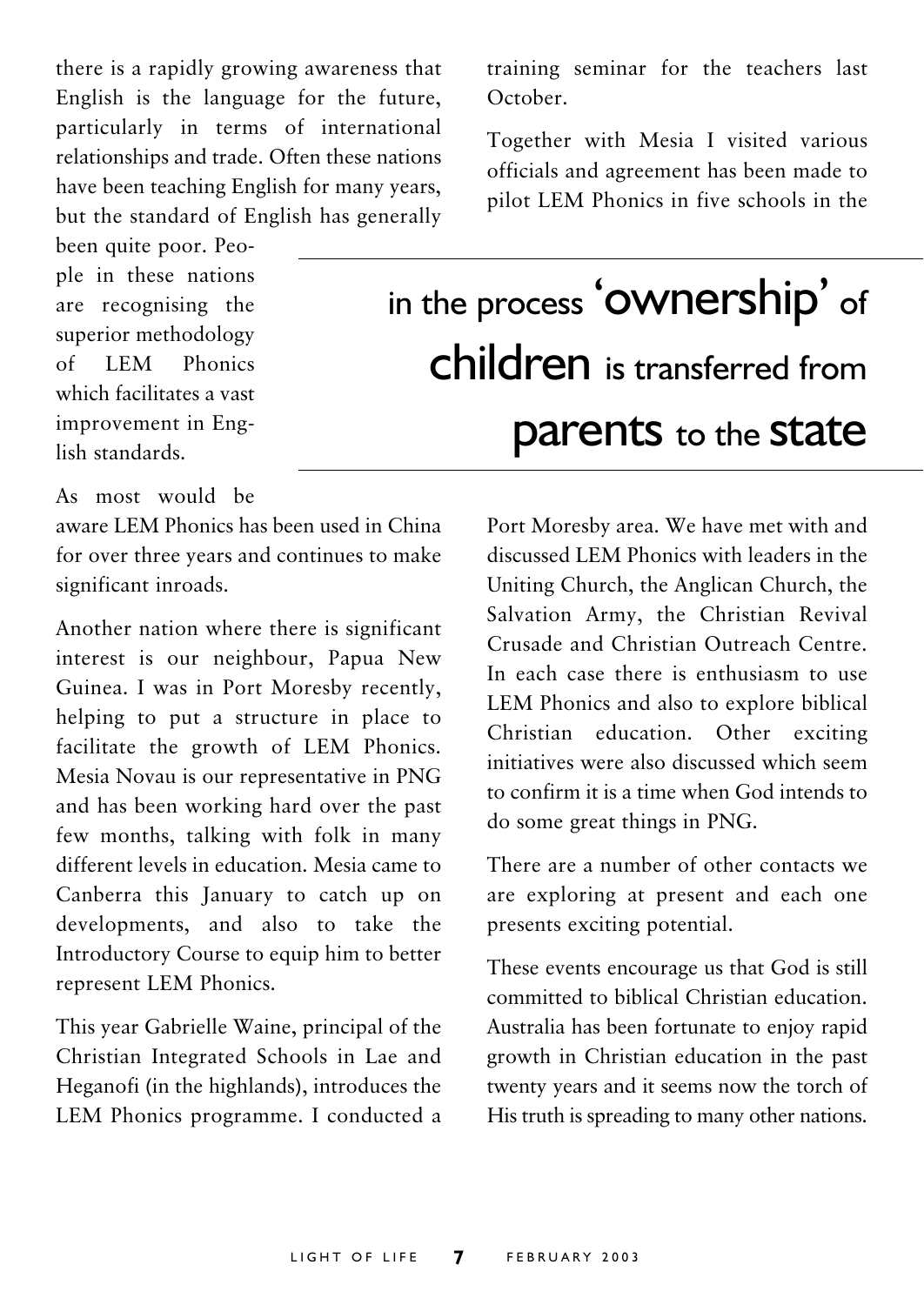there is a rapidly growing awareness that English is the language for the future, particularly in terms of international relationships and trade. Often these nations have been teaching English for many years, but the standard of English has generally been quite poor. People in these nations are recognising the superior methodology of LEM Phonics which facilitates a vast improvement in English standards.

> in the process 'ownership' of children is transferred from parents to the state

As most would be aware LEM Phonics has been used in China for over three years and continues to make significant inroads.

Another nation where there is significant interest is our neighbour, Papua New Guinea. I was in Port Moresby recently, helping to put a structure in place to facilitate the growth of LEM Phonics. Mesia Novau is our representative in PNG and has been working hard over the past few months, talking with folk in many different levels in education. Mesia came to Canberra this January to catch up on developments, and also to take the Introductory Course to equip him to better represent LEM Phonics.

This year Gabrielle Waine, principal of the Christian Integrated Schools in Lae and Heganofi (in the highlands), introduces the LEM Phonics programme. I conducted a training seminar for the teachers last October.

Together with Mesia I visited various officials and agreement has been made to pilot LEM Phonics in five schools in the Port Moresby area. We have met with and discussed LEM Phonics with leaders in the Uniting Church, the Anglican Church, the Salvation Army, the Christian Revival Crusade and Christian Outreach Centre. In each case there is enthusiasm to use LEM Phonics and also to explore biblical Christian education. Other exciting initiatives were also discussed which seem to confirm it is a time when God intends to do some great things in PNG.

There are a number of other contacts we are exploring at present and each one presents exciting potential.

These events encourage us that God is still committed to biblical Christian education. Australia has been fortunate to enjoy rapid growth in Christian education in the past twenty years and it seems now the torch of His truth is spreading to many other nations.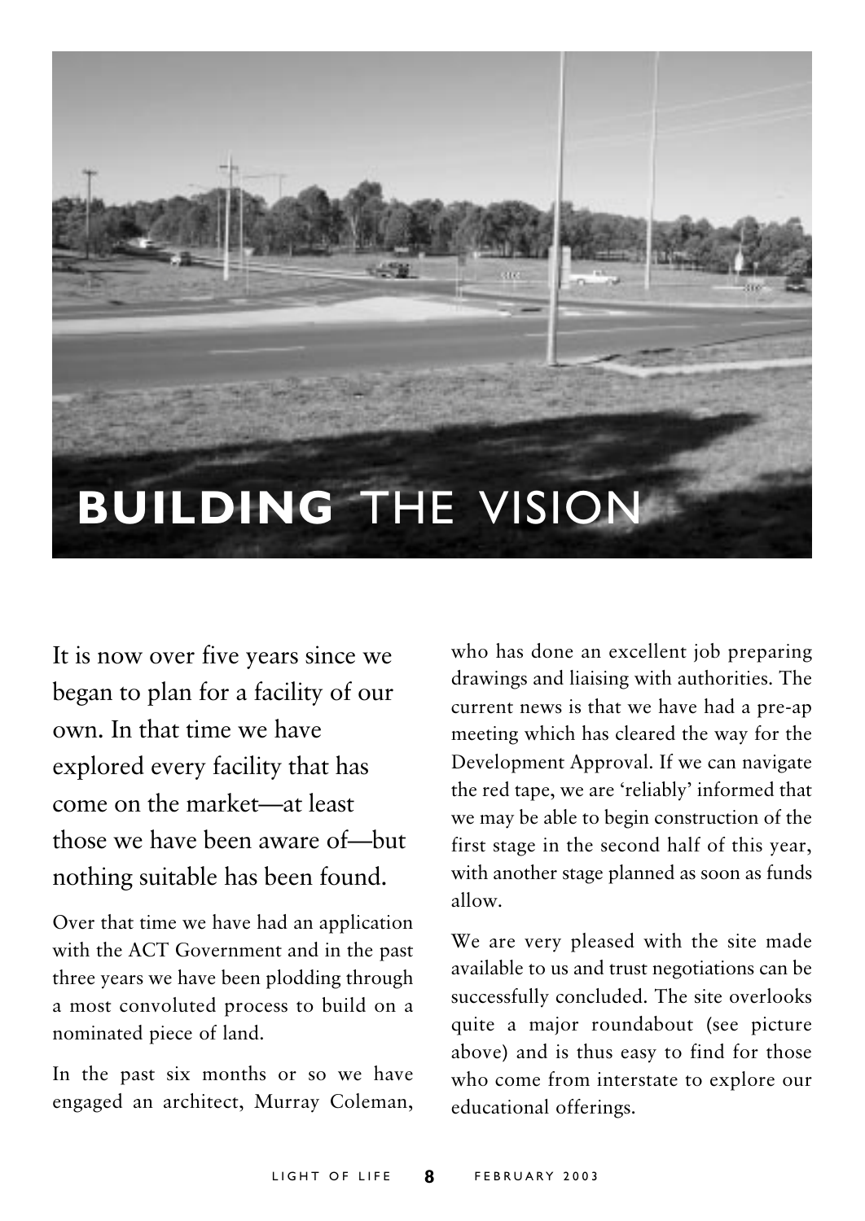# **BUILDING** THE VISION

It is now over five years since we began to plan for a facility of our own. In that time we have explored every facility that has come on the market—at least those we have been aware of—but nothing suitable has been found.

Over that time we have had an application with the ACT Government and in the past three years we have been plodding through a most convoluted process to build on a nominated piece of land.

In the past six months or so we have engaged an architect, Murray Coleman, who has done an excellent job preparing drawings and liaising with authorities. The current news is that we have had a pre-ap meeting which has cleared the way for the Development Approval. If we can navigate the red tape, we are 'reliably' informed that we may be able to begin construction of the first stage in the second half of this year, with another stage planned as soon as funds allow.

We are very pleased with the site made available to us and trust negotiations can be successfully concluded. The site overlooks quite a major roundabout (see picture above) and is thus easy to find for those who come from interstate to explore our educational offerings.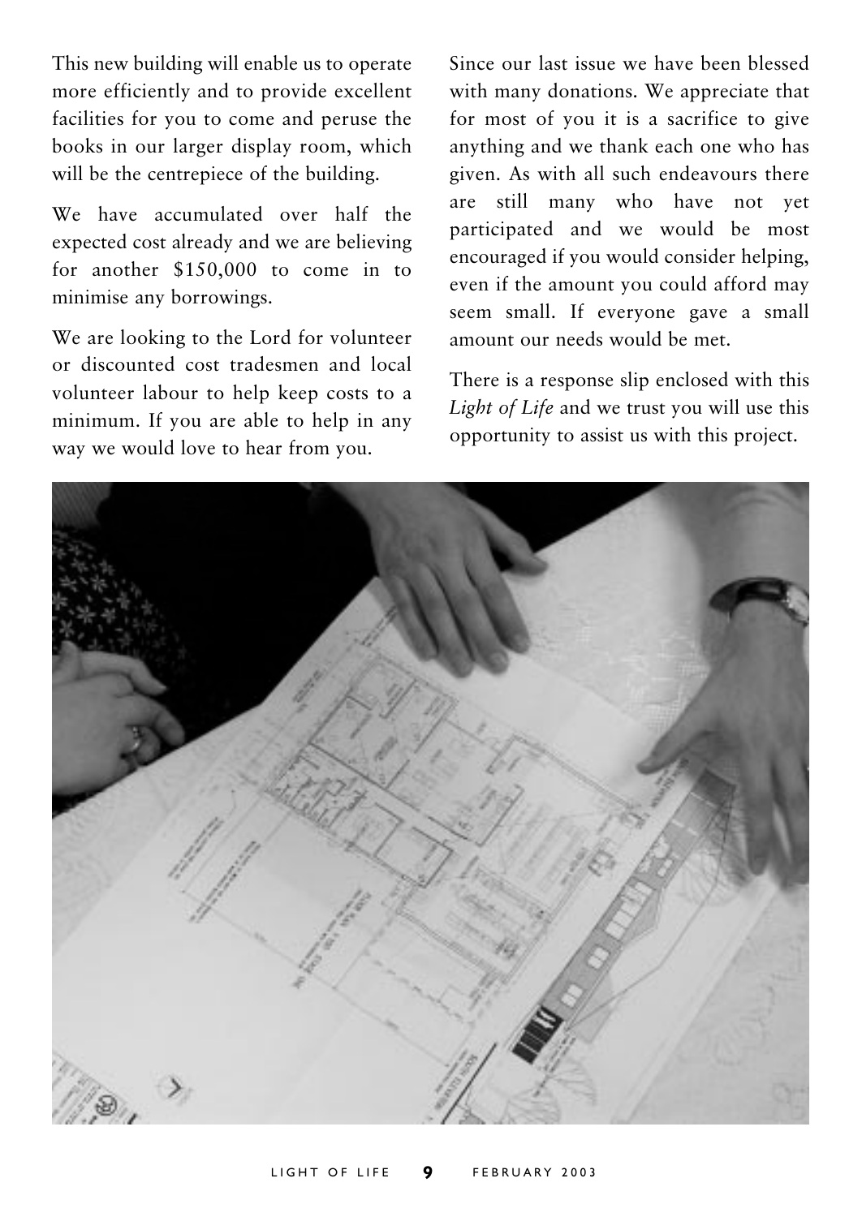This new building will enable us to operate more efficiently and to provide excellent facilities for you to come and peruse the books in our larger display room, which will be the centrepiece of the building.

We have accumulated over half the expected cost already and we are believing for another $150,000 to come in to minimise any borrowings.

We are looking to the Lord for volunteer or discounted cost tradesmen and local volunteer labour to help keep costs to a minimum. If you are able to help in any way we would love to hear from you.

Since our last issue we have been blessed with many donations. We appreciate that for most of you it is a sacrifice to give anything and we thank each one who has given. As with all such endeavours there are still many who have not yet participated and we would be most encouraged if you would consider helping, even if the amount you could afford may seem small. If everyone gave a small amount our needs would be met.

There is a response slip enclosed with this *Light of Life* and we trust you will use this opportunity to assist us with this project.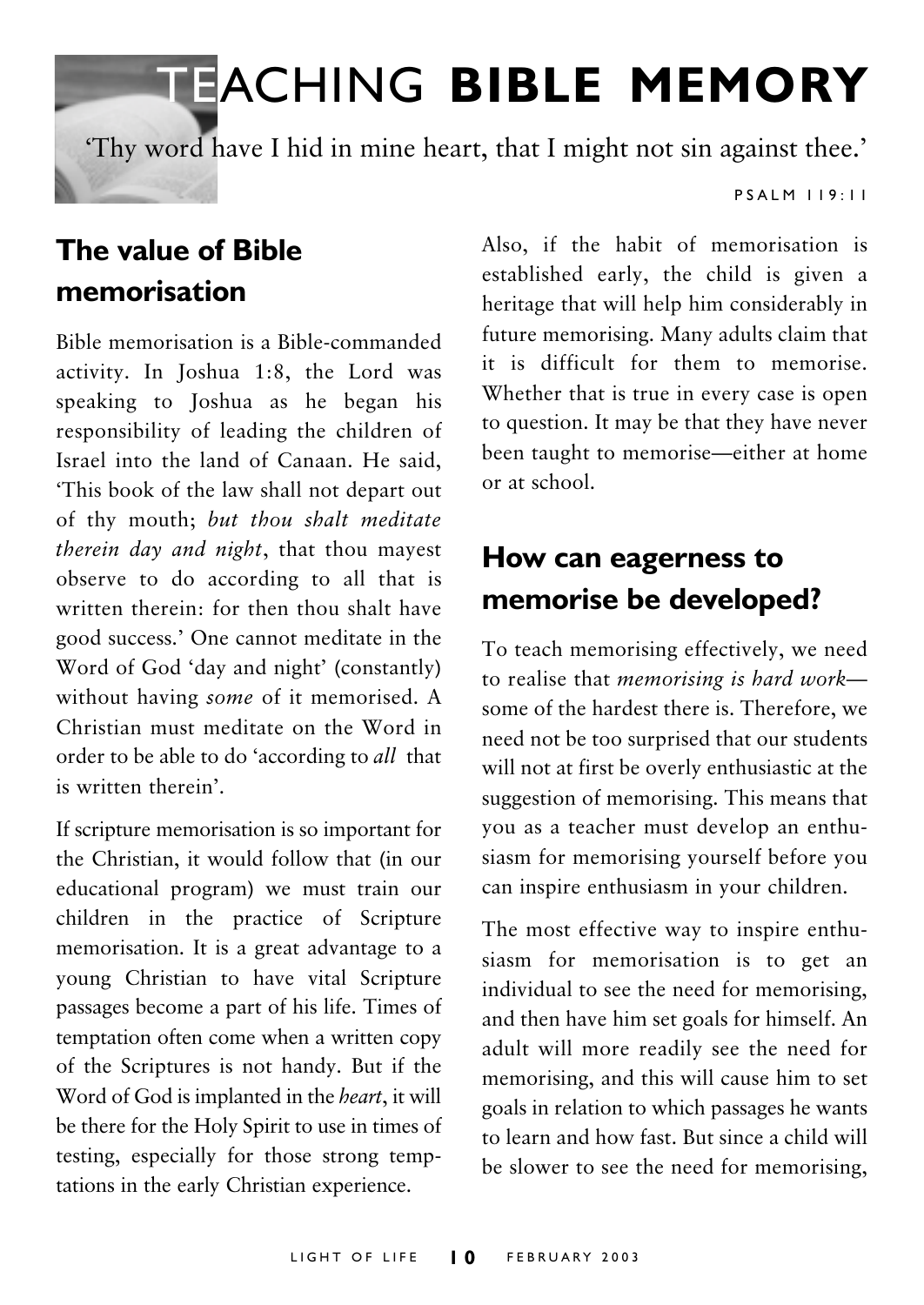# TEACHING **BIBLE MEMORY**

'Thy word have I hid in mine heart, that I might not sin against thee.'

PSALM 119:11

## The value of Bible memorisation

Bible memorisation is a Bible-commanded activity. In Joshua 1:8, the Lord was speaking to Joshua as he began his responsibility of leading the children of Israel into the land of Canaan. He said, 'This book of the law shall not depart out of thy mouth; *but thou shalt meditate therein day and night*, that thou mayest observe to do according to all that is written therein: for then thou shalt have good success.' One cannot meditate in the Word of God 'day and night' (constantly) without having *some* of it memorised. A Christian must meditate on the Word in order to be able to do 'according to *all* that is written therein'.

If scripture memorisation is so important for the Christian, it would follow that (in our educational program) we must train our children in the practice of Scripture memorisation. It is a great advantage to a young Christian to have vital Scripture passages become a part of his life. Times of temptation often come when a written copy of the Scriptures is not handy. But if the Word of God is implanted in the *heart*, it will be there for the Holy Spirit to use in times of testing, especially for those strong temptations in the early Christian experience.

Also, if the habit of memorisation is established early, the child is given a heritage that will help him considerably in future memorising. Many adults claim that it is difficult for them to memorise. Whether that is true in every case is open to question. It may be that they have never been taught to memorise—either at home or at school.

## How can eagerness to memorise be developed?

To teach memorising effectively, we need to realise that *memorising is hard work*—some of the hardest there is. Therefore, we need not be too surprised that our students will not at first be overly enthusiastic at the suggestion of memorising. This means that you as a teacher must develop an enthusiasm for memorising yourself before you can inspire enthusiasm in your children.

The most effective way to inspire enthusiasm for memorisation is to get an individual to see the need for memorising, and then have him set goals for himself. An adult will more readily see the need for memorising, and this will cause him to set goals in relation to which passages he wants to learn and how fast. But since a child will be slower to see the need for memorising,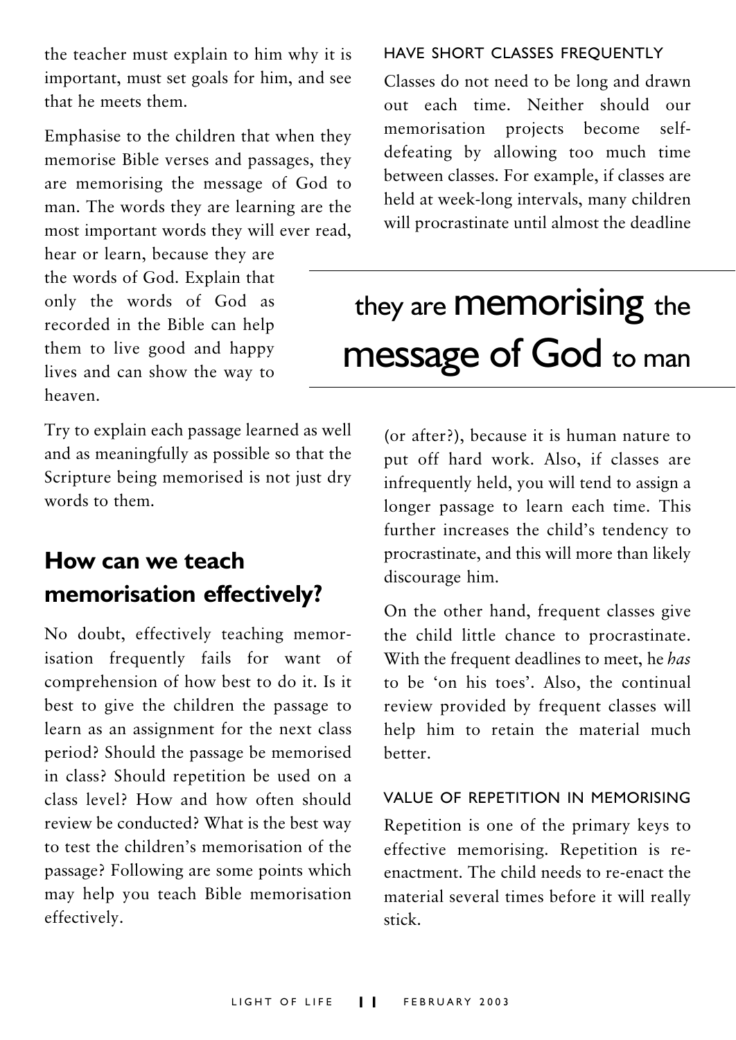the teacher must explain to him why it is important, must set goals for him, and see that he meets them.

Emphasise to the children that when they memorise Bible verses and passages, they are memorising the message of God to man. The words they are learning are the most important words they will ever read, hear or learn, because they are the words of God. Explain that only the words of God as recorded in the Bible can help them to live good and happy lives and can show the way to heaven.

> they are **memorising** the **message of God** to man

Try to explain each passage learned as well and as meaningfully as possible so that the Scripture being memorised is not just dry words to them.

## How can we teach memorisation effectively?

No doubt, effectively teaching memorisation frequently fails for want of comprehension of how best to do it. Is it best to give the children the passage to learn as an assignment for the next class period? Should the passage be memorised in class? Should repetition be used on a class level? How and how often should review be conducted? What is the best way to test the children's memorisation of the passage? Following are some points which may help you teach Bible memorisation effectively.

### HAVE SHORT CLASSES FREQUENTLY

Classes do not need to be long and drawn out each time. Neither should our memorisation projects become self-defeating by allowing too much time between classes. For example, if classes are held at week-long intervals, many children will procrastinate until almost the deadline (or after?), because it is human nature to put off hard work. Also, if classes are infrequently held, you will tend to assign a longer passage to learn each time. This further increases the child's tendency to procrastinate, and this will more than likely discourage him.

On the other hand, frequent classes give the child little chance to procrastinate. With the frequent deadlines to meet, he *has* to be 'on his toes'. Also, the continual review provided by frequent classes will help him to retain the material much better.

### VALUE OF REPETITION IN MEMORISING

Repetition is one of the primary keys to effective memorising. Repetition is re-enactment. The child needs to re-enact the material several times before it will really stick.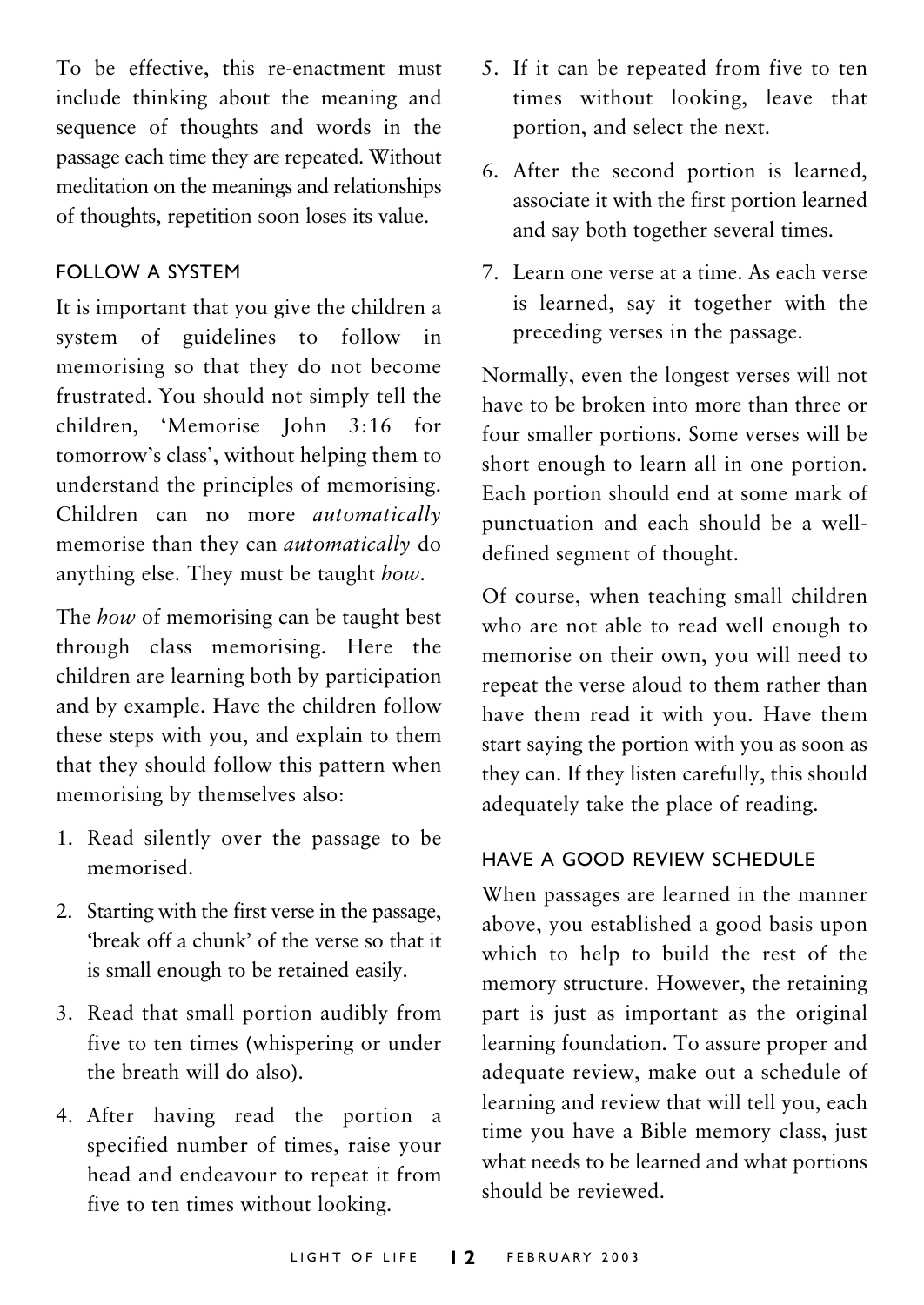To be effective, this re-enactment must include thinking about the meaning and sequence of thoughts and words in the passage each time they are repeated. Without meditation on the meanings and relationships of thoughts, repetition soon loses its value.

### FOLLOW A SYSTEM

It is important that you give the children a system of guidelines to follow in memorising so that they do not become frustrated. You should not simply tell the children, 'Memorise John 3:16 for tomorrow's class', without helping them to understand the principles of memorising. Children can no more *automatically* memorise than they can *automatically* do anything else. They must be taught *how*.

The *how* of memorising can be taught best through class memorising. Here the children are learning both by participation and by example. Have the children follow these steps with you, and explain to them that they should follow this pattern when memorising by themselves also:

1. Read silently over the passage to be memorised.
2. Starting with the first verse in the passage, 'break off a chunk' of the verse so that it is small enough to be retained easily.
3. Read that small portion audibly from five to ten times (whispering or under the breath will do also).
4. After having read the portion a specified number of times, raise your head and endeavour to repeat it from five to ten times without looking.
5. If it can be repeated from five to ten times without looking, leave that portion, and select the next.
6. After the second portion is learned, associate it with the first portion learned and say both together several times.
7. Learn one verse at a time. As each verse is learned, say it together with the preceding verses in the passage.

Normally, even the longest verses will not have to be broken into more than three or four smaller portions. Some verses will be short enough to learn all in one portion. Each portion should end at some mark of punctuation and each should be a well-defined segment of thought.

Of course, when teaching small children who are not able to read well enough to memorise on their own, you will need to repeat the verse aloud to them rather than have them read it with you. Have them start saying the portion with you as soon as they can. If they listen carefully, this should adequately take the place of reading.

### HAVE A GOOD REVIEW SCHEDULE

When passages are learned in the manner above, you established a good basis upon which to help to build the rest of the memory structure. However, the retaining part is just as important as the original learning foundation. To assure proper and adequate review, make out a schedule of learning and review that will tell you, each time you have a Bible memory class, just what needs to be learned and what portions should be reviewed.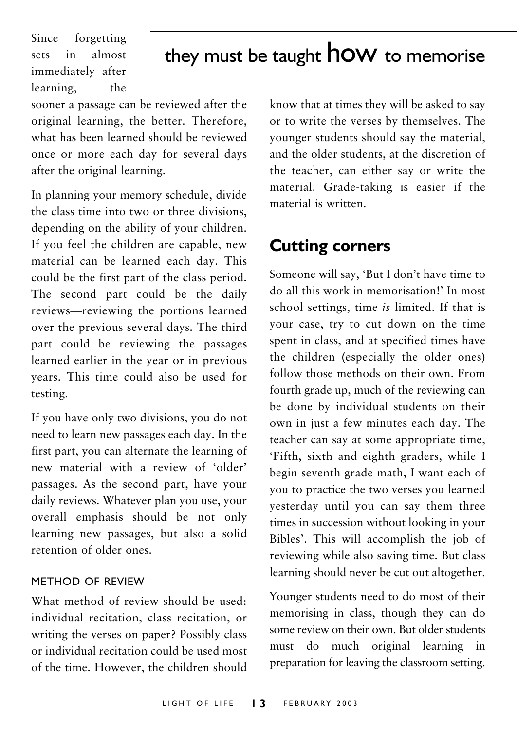## they must be taught **how** to memorise

Since forgetting sets in almost immediately after learning, the sooner a passage can be reviewed after the original learning, the better. Therefore, what has been learned should be reviewed once or more each day for several days after the original learning.

In planning your memory schedule, divide the class time into two or three divisions, depending on the ability of your children. If you feel the children are capable, new material can be learned each day. This could be the first part of the class period. The second part could be the daily reviews—reviewing the portions learned over the previous several days. The third part could be reviewing the passages learned earlier in the year or in previous years. This time could also be used for testing.

If you have only two divisions, you do not need to learn new passages each day. In the first part, you can alternate the learning of new material with a review of 'older' passages. As the second part, have your daily reviews. Whatever plan you use, your overall emphasis should be not only learning new passages, but also a solid retention of older ones.

#### METHOD OF REVIEW

What method of review should be used: individual recitation, class recitation, or writing the verses on paper? Possibly class or individual recitation could be used most of the time. However, the children should know that at times they will be asked to say or to write the verses by themselves. The younger students should say the material, and the older students, at the discretion of the teacher, can either say or write the material. Grade-taking is easier if the material is written.

### Cutting corners

Someone will say, 'But I don't have time to do all this work in memorisation!' In most school settings, time *is* limited. If that is your case, try to cut down on the time spent in class, and at specified times have the children (especially the older ones) follow those methods on their own. From fourth grade up, much of the reviewing can be done by individual students on their own in just a few minutes each day. The teacher can say at some appropriate time, 'Fifth, sixth and eighth graders, while I begin seventh grade math, I want each of you to practice the two verses you learned yesterday until you can say them three times in succession without looking in your Bibles'. This will accomplish the job of reviewing while also saving time. But class learning should never be cut out altogether.

Younger students need to do most of their memorising in class, though they can do some review on their own. But older students must do much original learning in preparation for leaving the classroom setting.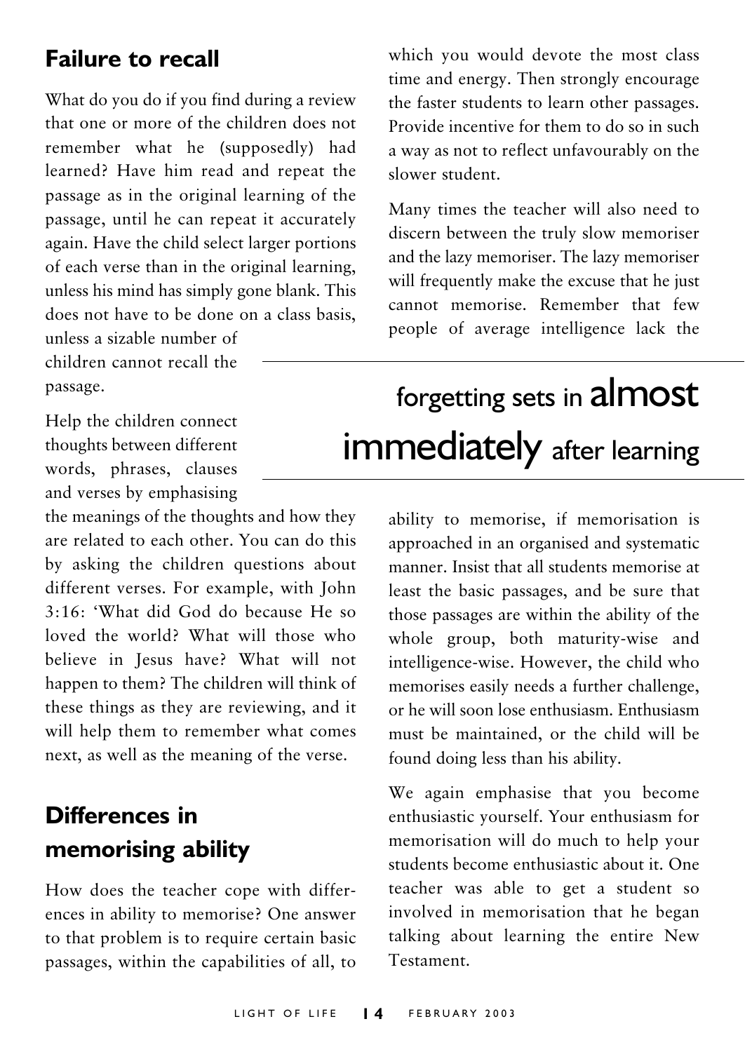## Failure to recall

What do you do if you find during a review that one or more of the children does not remember what he (supposedly) had learned? Have him read and repeat the passage as in the original learning of the passage, until he can repeat it accurately again. Have the child select larger portions of each verse than in the original learning, unless his mind has simply gone blank. This does not have to be done on a class basis, unless a sizable number of children cannot recall the passage.

Help the children connect thoughts between different words, phrases, clauses and verses by emphasising the meanings of the thoughts and how they are related to each other. You can do this by asking the children questions about different verses. For example, with John 3:16: 'What did God do because He so loved the world? What will those who believe in Jesus have? What will not happen to them? The children will think of these things as they are reviewing, and it will help them to remember what comes next, as well as the meaning of the verse.

## Differences in memorising ability

How does the teacher cope with differences in ability to memorise? One answer to that problem is to require certain basic passages, within the capabilities of all, to which you would devote the most class time and energy. Then strongly encourage the faster students to learn other passages. Provide incentive for them to do so in such a way as not to reflect unfavourably on the slower student.

Many times the teacher will also need to discern between the truly slow memoriser and the lazy memoriser. The lazy memoriser will frequently make the excuse that he just cannot memorise. Remember that few people of average intelligence lack the ability to memorise, if memorisation is approached in an organised and systematic manner. Insist that all students memorise at least the basic passages, and be sure that those passages are within the ability of the whole group, both maturity-wise and intelligence-wise. However, the child who memorises easily needs a further challenge, or he will soon lose enthusiasm. Enthusiasm must be maintained, or the child will be found doing less than his ability.

> forgetting sets in **almost immediately** after learning

We again emphasise that you become enthusiastic yourself. Your enthusiasm for memorisation will do much to help your students become enthusiastic about it. One teacher was able to get a student so involved in memorisation that he began talking about learning the entire New Testament.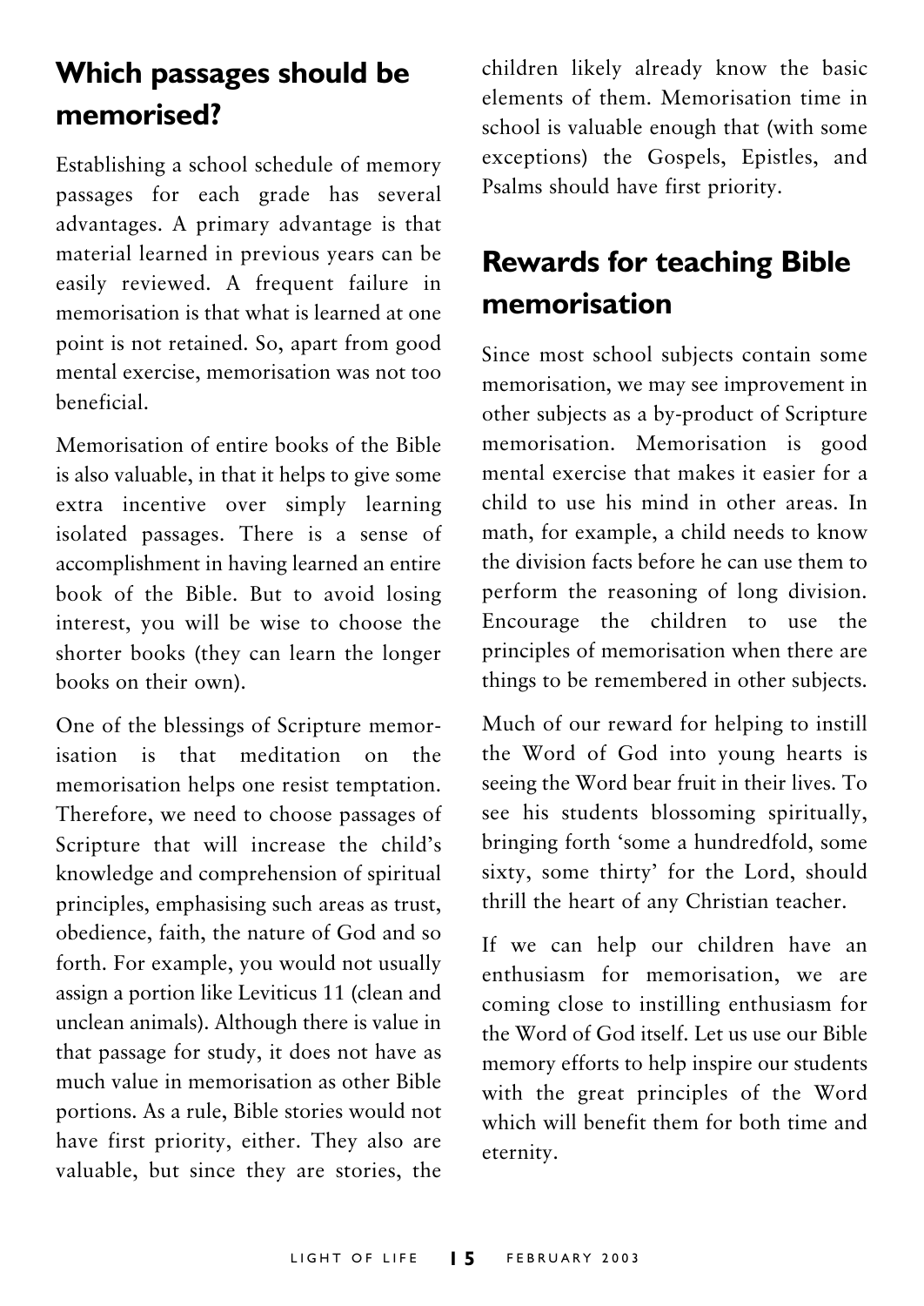## Which passages should be memorised?

Establishing a school schedule of memory passages for each grade has several advantages. A primary advantage is that material learned in previous years can be easily reviewed. A frequent failure in memorisation is that what is learned at one point is not retained. So, apart from good mental exercise, memorisation was not too beneficial.

Memorisation of entire books of the Bible is also valuable, in that it helps to give some extra incentive over simply learning isolated passages. There is a sense of accomplishment in having learned an entire book of the Bible. But to avoid losing interest, you will be wise to choose the shorter books (they can learn the longer books on their own).

One of the blessings of Scripture memorisation is that meditation on the memorisation helps one resist temptation. Therefore, we need to choose passages of Scripture that will increase the child's knowledge and comprehension of spiritual principles, emphasising such areas as trust, obedience, faith, the nature of God and so forth. For example, you would not usually assign a portion like Leviticus 11 (clean and unclean animals). Although there is value in that passage for study, it does not have as much value in memorisation as other Bible portions. As a rule, Bible stories would not have first priority, either. They also are valuable, but since they are stories, the children likely already know the basic elements of them. Memorisation time in school is valuable enough that (with some exceptions) the Gospels, Epistles, and Psalms should have first priority.

## Rewards for teaching Bible memorisation

Since most school subjects contain some memorisation, we may see improvement in other subjects as a by-product of Scripture memorisation. Memorisation is good mental exercise that makes it easier for a child to use his mind in other areas. In math, for example, a child needs to know the division facts before he can use them to perform the reasoning of long division. Encourage the children to use the principles of memorisation when there are things to be remembered in other subjects.

Much of our reward for helping to instill the Word of God into young hearts is seeing the Word bear fruit in their lives. To see his students blossoming spiritually, bringing forth 'some a hundredfold, some sixty, some thirty' for the Lord, should thrill the heart of any Christian teacher.

If we can help our children have an enthusiasm for memorisation, we are coming close to instilling enthusiasm for the Word of God itself. Let us use our Bible memory efforts to help inspire our students with the great principles of the Word which will benefit them for both time and eternity.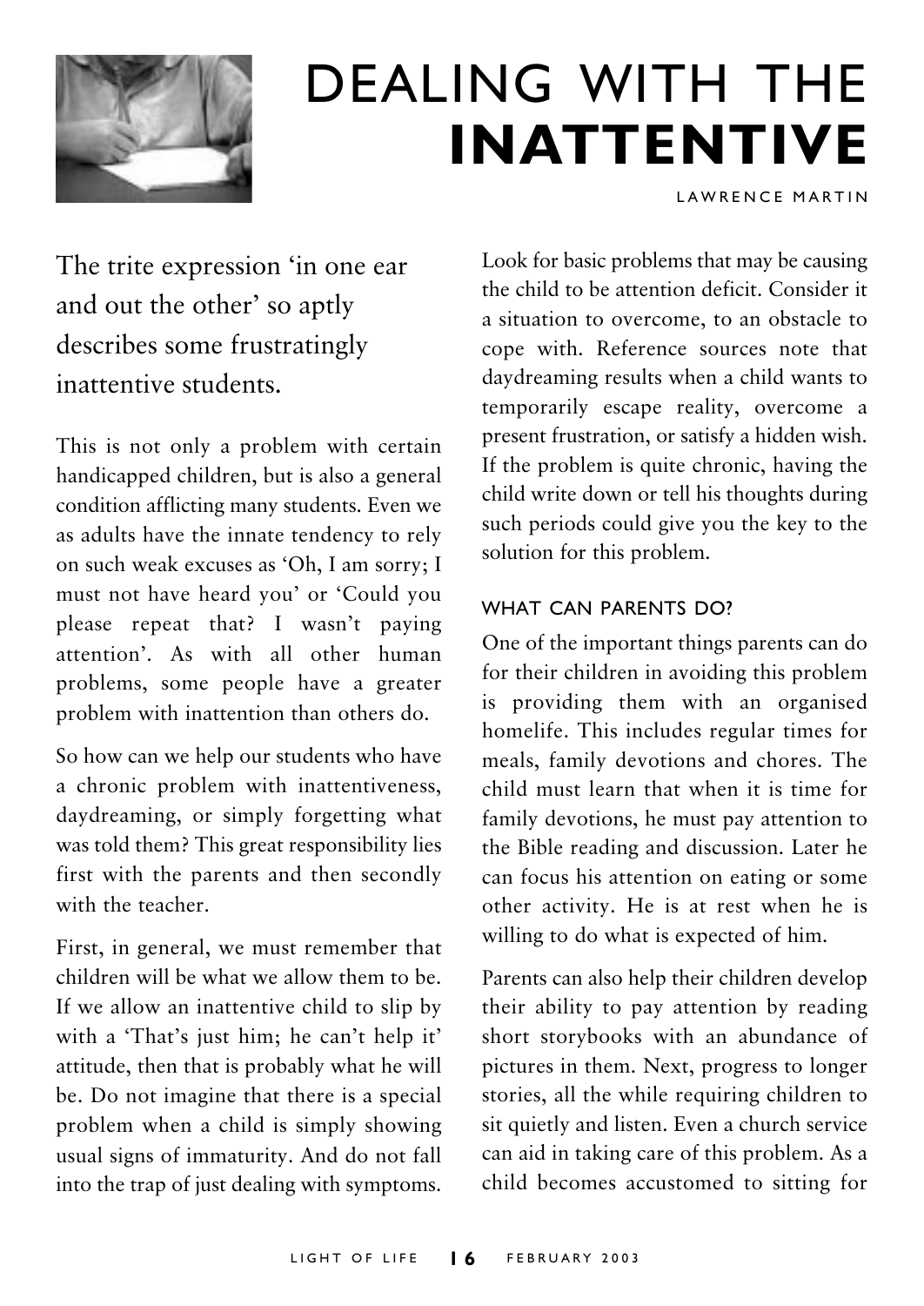# DEALING WITH THE **INATTENTIVE**

LAWRENCE MARTIN

The trite expression 'in one ear and out the other' so aptly describes some frustratingly inattentive students.

This is not only a problem with certain handicapped children, but is also a general condition afflicting many students. Even we as adults have the innate tendency to rely on such weak excuses as 'Oh, I am sorry; I must not have heard you' or 'Could you please repeat that? I wasn't paying attention'. As with all other human problems, some people have a greater problem with inattention than others do.

So how can we help our students who have a chronic problem with inattentiveness, daydreaming, or simply forgetting what was told them? This great responsibility lies first with the parents and then secondly with the teacher.

First, in general, we must remember that children will be what we allow them to be. If we allow an inattentive child to slip by with a 'That's just him; he can't help it' attitude, then that is probably what he will be. Do not imagine that there is a special problem when a child is simply showing usual signs of immaturity. And do not fall into the trap of just dealing with symptoms.

Look for basic problems that may be causing the child to be attention deficit. Consider it a situation to overcome, to an obstacle to cope with. Reference sources note that daydreaming results when a child wants to temporarily escape reality, overcome a present frustration, or satisfy a hidden wish. If the problem is quite chronic, having the child write down or tell his thoughts during such periods could give you the key to the solution for this problem.

## WHAT CAN PARENTS DO?

One of the important things parents can do for their children in avoiding this problem is providing them with an organised homelife. This includes regular times for meals, family devotions and chores. The child must learn that when it is time for family devotions, he must pay attention to the Bible reading and discussion. Later he can focus his attention on eating or some other activity. He is at rest when he is willing to do what is expected of him.

Parents can also help their children develop their ability to pay attention by reading short storybooks with an abundance of pictures in them. Next, progress to longer stories, all the while requiring children to sit quietly and listen. Even a church service can aid in taking care of this problem. As a child becomes accustomed to sitting for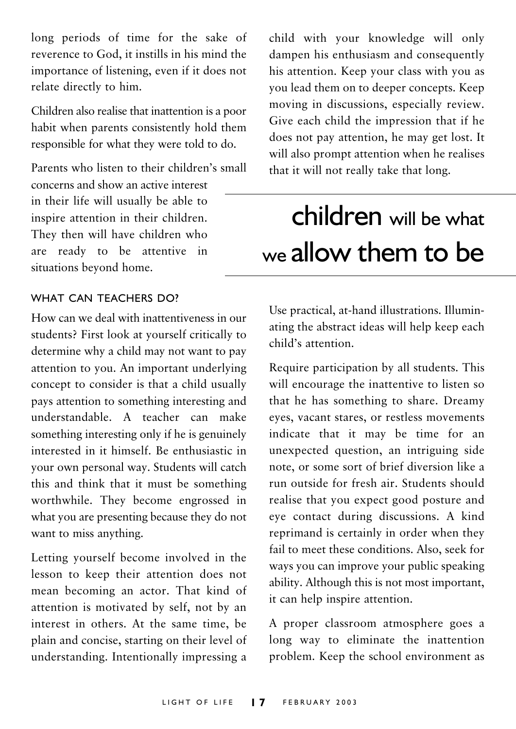long periods of time for the sake of reverence to God, it instills in his mind the importance of listening, even if it does not relate directly to him.

Children also realise that inattention is a poor habit when parents consistently hold them responsible for what they were told to do.

Parents who listen to their children's small concerns and show an active interest in their life will usually be able to inspire attention in their children. They then will have children who are ready to be attentive in situations beyond home.

### WHAT CAN TEACHERS DO?

How can we deal with inattentiveness in our students? First look at yourself critically to determine why a child may not want to pay attention to you. An important underlying concept to consider is that a child usually pays attention to something interesting and understandable. A teacher can make something interesting only if he is genuinely interested in it himself. Be enthusiastic in your own personal way. Students will catch this and think that it must be something worthwhile. They become engrossed in what you are presenting because they do not want to miss anything.

Letting yourself become involved in the lesson to keep their attention does not mean becoming an actor. That kind of attention is motivated by self, not by an interest in others. At the same time, be plain and concise, starting on their level of understanding. Intentionally impressing a child with your knowledge will only dampen his enthusiasm and consequently his attention. Keep your class with you as you lead them on to deeper concepts. Keep moving in discussions, especially review. Give each child the impression that if he does not pay attention, he may get lost. It will also prompt attention when he realises that it will not really take that long.

> **children** will be what we **allow them to be**

Use practical, at-hand illustrations. Illuminating the abstract ideas will help keep each child's attention.

Require participation by all students. This will encourage the inattentive to listen so that he has something to share. Dreamy eyes, vacant stares, or restless movements indicate that it may be time for an unexpected question, an intriguing side note, or some sort of brief diversion like a run outside for fresh air. Students should realise that you expect good posture and eye contact during discussions. A kind reprimand is certainly in order when they fail to meet these conditions. Also, seek for ways you can improve your public speaking ability. Although this is not most important, it can help inspire attention.

A proper classroom atmosphere goes a long way to eliminate the inattention problem. Keep the school environment as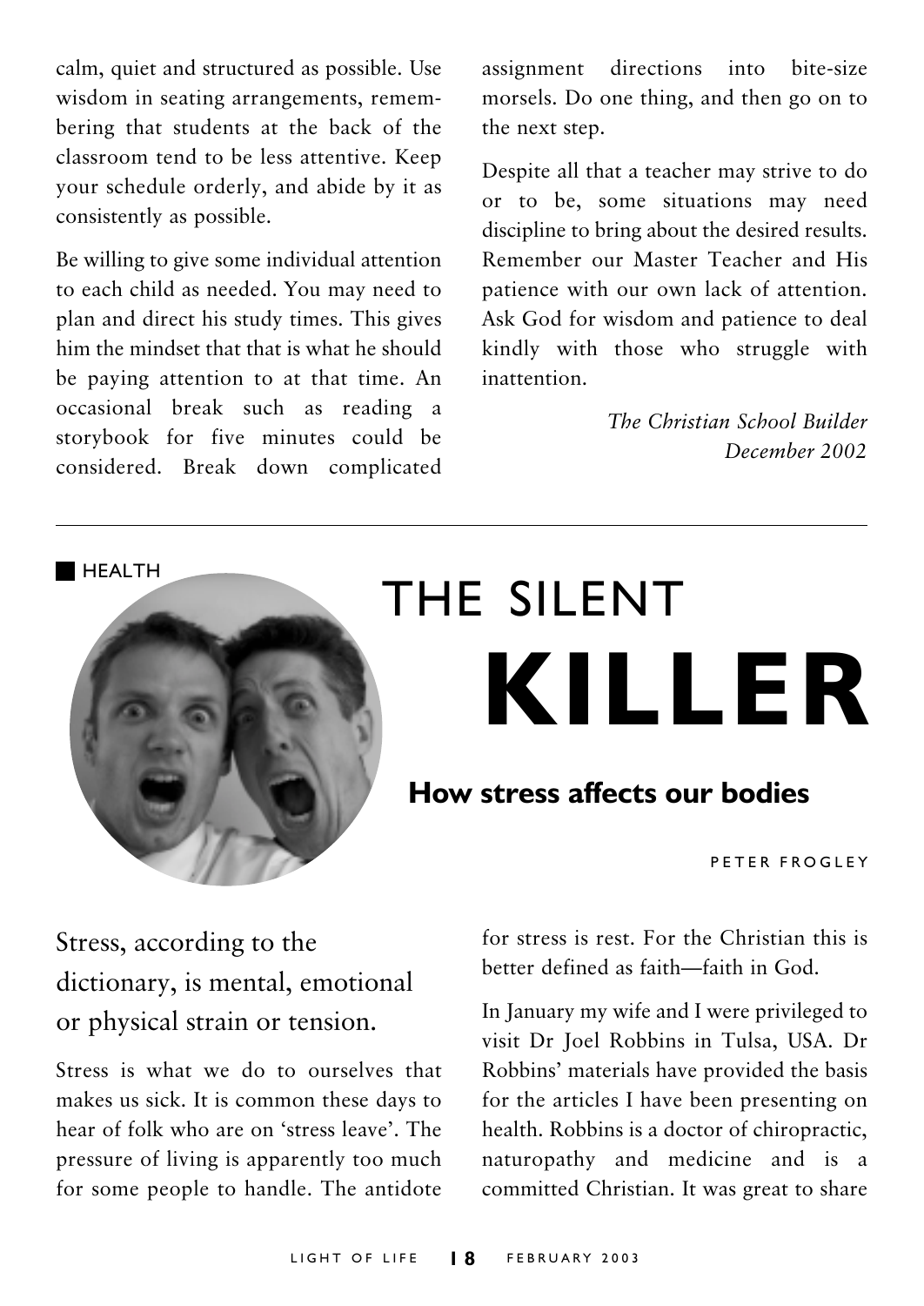calm, quiet and structured as possible. Use wisdom in seating arrangements, remembering that students at the back of the classroom tend to be less attentive. Keep your schedule orderly, and abide by it as consistently as possible.

Be willing to give some individual attention to each child as needed. You may need to plan and direct his study times. This gives him the mindset that that is what he should be paying attention to at that time. An occasional break such as reading a storybook for five minutes could be considered. Break down complicated assignment directions into bite-size morsels. Do one thing, and then go on to the next step.

Despite all that a teacher may strive to do or to be, some situations may need discipline to bring about the desired results. Remember our Master Teacher and His patience with our own lack of attention. Ask God for wisdom and patience to deal kindly with those who struggle with inattention.

*The Christian School Builder*
*December 2002*

---

HEALTH

# THE SILENT **KILLER**

## How stress affects our bodies

PETER FROGLEY

Stress, according to the dictionary, is mental, emotional or physical strain or tension.

Stress is what we do to ourselves that makes us sick. It is common these days to hear of folk who are on 'stress leave'. The pressure of living is apparently too much for some people to handle. The antidote for stress is rest. For the Christian this is better defined as faith—faith in God.

In January my wife and I were privileged to visit Dr Joel Robbins in Tulsa, USA. Dr Robbins' materials have provided the basis for the articles I have been presenting on health. Robbins is a doctor of chiropractic, naturopathy and medicine and is a committed Christian. It was great to share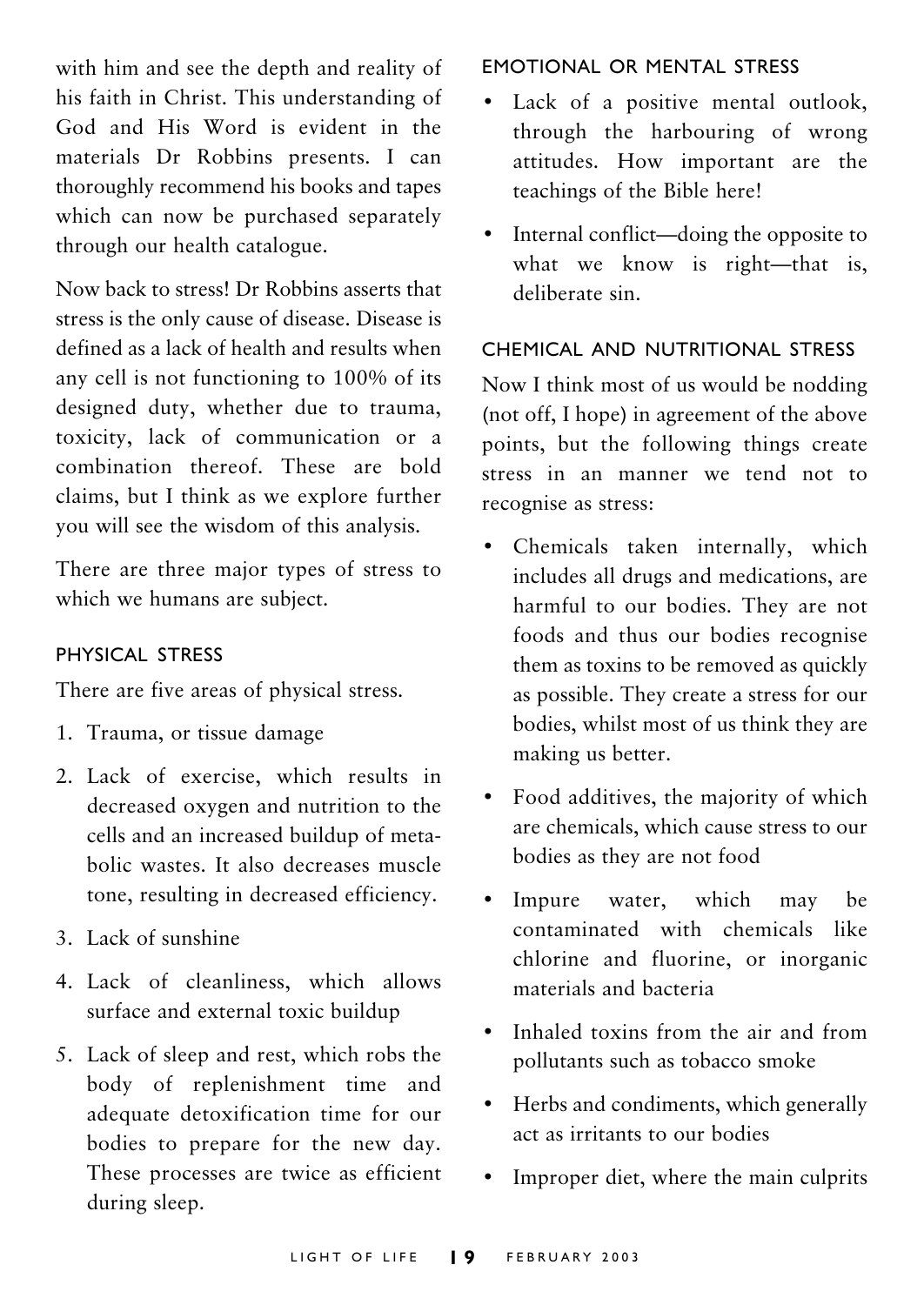with him and see the depth and reality of his faith in Christ. This understanding of God and His Word is evident in the materials Dr Robbins presents. I can thoroughly recommend his books and tapes which can now be purchased separately through our health catalogue.

Now back to stress! Dr Robbins asserts that stress is the only cause of disease. Disease is defined as a lack of health and results when any cell is not functioning to 100% of its designed duty, whether due to trauma, toxicity, lack of communication or a combination thereof. These are bold claims, but I think as we explore further you will see the wisdom of this analysis.

There are three major types of stress to which we humans are subject.

#### PHYSICAL STRESS

There are five areas of physical stress.

1. Trauma, or tissue damage
2. Lack of exercise, which results in decreased oxygen and nutrition to the cells and an increased buildup of metabolic wastes. It also decreases muscle tone, resulting in decreased efficiency.
3. Lack of sunshine
4. Lack of cleanliness, which allows surface and external toxic buildup
5. Lack of sleep and rest, which robs the body of replenishment time and adequate detoxification time for our bodies to prepare for the new day. These processes are twice as efficient during sleep.

#### EMOTIONAL OR MENTAL STRESS

- Lack of a positive mental outlook, through the harbouring of wrong attitudes. How important are the teachings of the Bible here!
- Internal conflict—doing the opposite to what we know is right—that is, deliberate sin.

#### CHEMICAL AND NUTRITIONAL STRESS

Now I think most of us would be nodding (not off, I hope) in agreement of the above points, but the following things create stress in an manner we tend not to recognise as stress:

- Chemicals taken internally, which includes all drugs and medications, are harmful to our bodies. They are not foods and thus our bodies recognise them as toxins to be removed as quickly as possible. They create a stress for our bodies, whilst most of us think they are making us better.
- Food additives, the majority of which are chemicals, which cause stress to our bodies as they are not food
- Impure water, which may be contaminated with chemicals like chlorine and fluorine, or inorganic materials and bacteria
- Inhaled toxins from the air and from pollutants such as tobacco smoke
- Herbs and condiments, which generally act as irritants to our bodies
- Improper diet, where the main culprits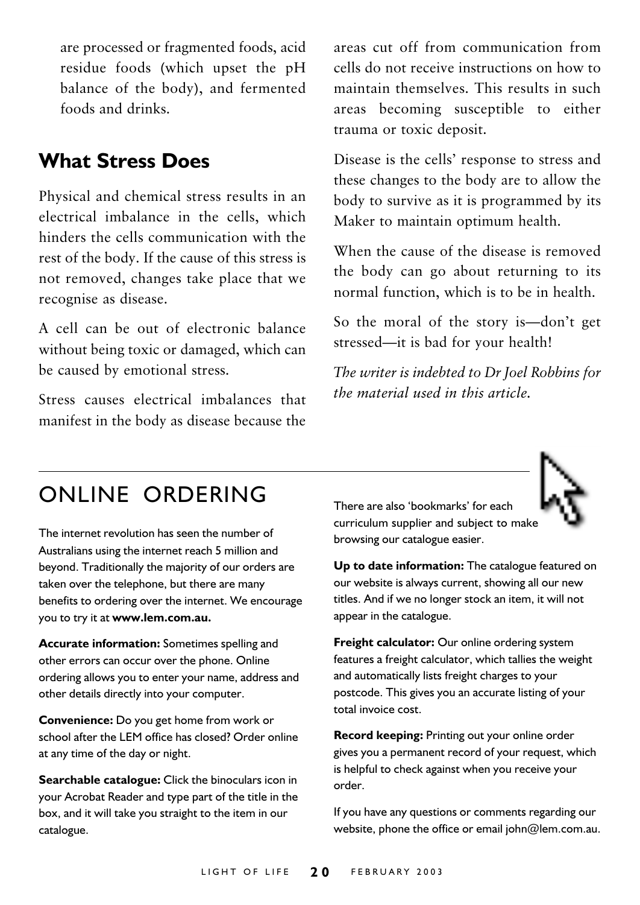are processed or fragmented foods, acid residue foods (which upset the pH balance of the body), and fermented foods and drinks.

## What Stress Does

Physical and chemical stress results in an electrical imbalance in the cells, which hinders the cells communication with the rest of the body. If the cause of this stress is not removed, changes take place that we recognise as disease.

A cell can be out of electronic balance without being toxic or damaged, which can be caused by emotional stress.

Stress causes electrical imbalances that manifest in the body as disease because the areas cut off from communication from cells do not receive instructions on how to maintain themselves. This results in such areas becoming susceptible to either trauma or toxic deposit.

Disease is the cells' response to stress and these changes to the body are to allow the body to survive as it is programmed by its Maker to maintain optimum health.

When the cause of the disease is removed the body can go about returning to its normal function, which is to be in health.

So the moral of the story is—don't get stressed—it is bad for your health!

*The writer is indebted to Dr Joel Robbins for the material used in this article.*

# ONLINE ORDERING

The internet revolution has seen the number of Australians using the internet reach 5 million and beyond. Traditionally the majority of our orders are taken over the telephone, but there are many benefits to ordering over the internet. We encourage you to try it at **www.lem.com.au.**

**Accurate information:** Sometimes spelling and other errors can occur over the phone. Online ordering allows you to enter your name, address and other details directly into your computer.

**Convenience:** Do you get home from work or school after the LEM office has closed? Order online at any time of the day or night.

**Searchable catalogue:** Click the binoculars icon in your Acrobat Reader and type part of the title in the box, and it will take you straight to the item in our catalogue.

There are also 'bookmarks' for each curriculum supplier and subject to make browsing our catalogue easier.

**Up to date information:** The catalogue featured on our website is always current, showing all our new titles. And if we no longer stock an item, it will not appear in the catalogue.

**Freight calculator:** Our online ordering system features a freight calculator, which tallies the weight and automatically lists freight charges to your postcode. This gives you an accurate listing of your total invoice cost.

**Record keeping:** Printing out your online order gives you a permanent record of your request, which is helpful to check against when you receive your order.

If you have any questions or comments regarding our website, phone the office or email john@lem.com.au.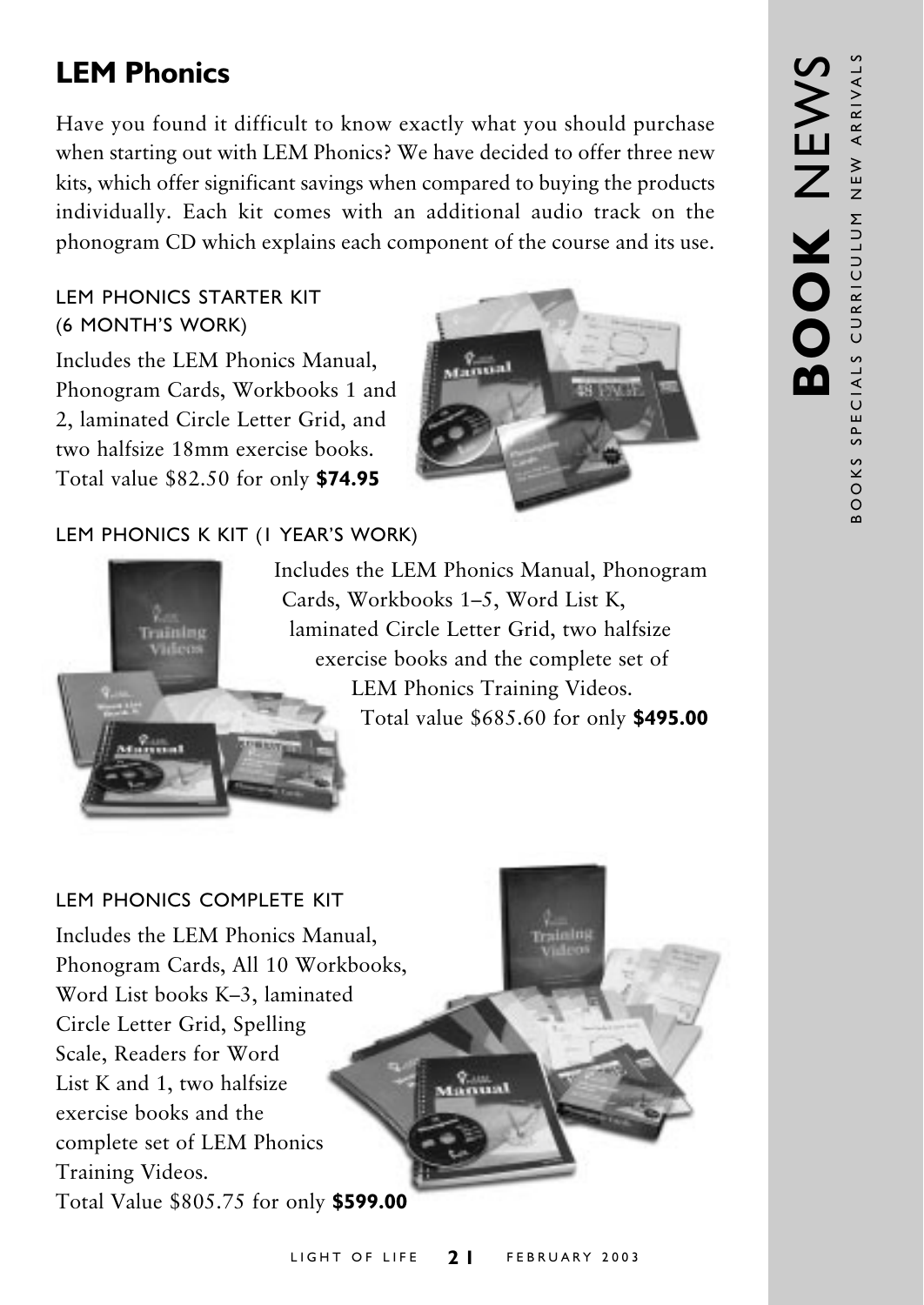## LEM Phonics

Have you found it difficult to know exactly what you should purchase when starting out with LEM Phonics? We have decided to offer three new kits, which offer significant savings when compared to buying the products individually. Each kit comes with an additional audio track on the phonogram CD which explains each component of the course and its use.

### LEM PHONICS STARTER KIT (6 MONTH'S WORK)

Includes the LEM Phonics Manual, Phonogram Cards, Workbooks 1 and 2, laminated Circle Letter Grid, and two halfsize 18mm exercise books. Total value $82.50 for only **$74.95**

### LEM PHONICS K KIT (1 YEAR'S WORK)

Includes the LEM Phonics Manual, Phonogram Cards, Workbooks 1–5, Word List K, laminated Circle Letter Grid, two halfsize exercise books and the complete set of LEM Phonics Training Videos. Total value $685.60 for only **$495.00**

### LEM PHONICS COMPLETE KIT

Includes the LEM Phonics Manual, Phonogram Cards, All 10 Workbooks, Word List books K–3, laminated Circle Letter Grid, Spelling Scale, Readers for Word List K and 1, two halfsize exercise books and the complete set of LEM Phonics Training Videos. Total Value $805.75 for only **$599.00**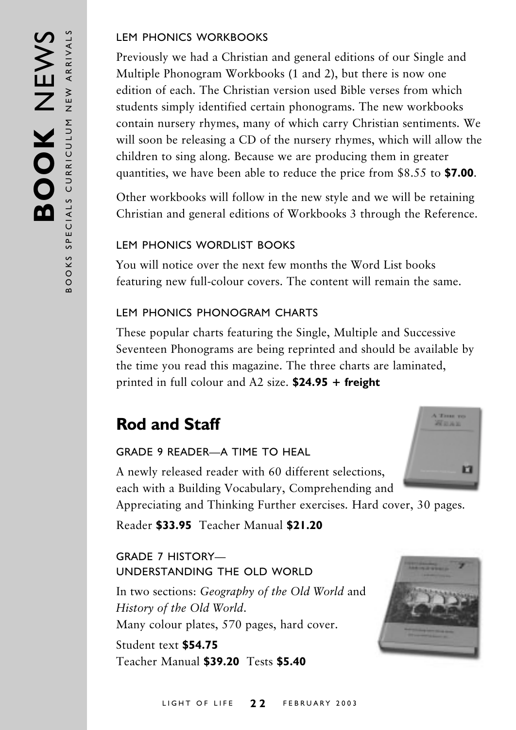# **BOOK** NEWS

BOOKS SPECIALS CURRICULUM NEW ARRIVALS

### LEM PHONICS WORKBOOKS

Previously we had a Christian and general editions of our Single and Multiple Phonogram Workbooks (1 and 2), but there is now one edition of each. The Christian version used Bible verses from which students simply identified certain phonograms. The new workbooks contain nursery rhymes, many of which carry Christian sentiments. We will soon be releasing a CD of the nursery rhymes, which will allow the children to sing along. Because we are producing them in greater quantities, we have been able to reduce the price from $8.55 to **$7.00**.

Other workbooks will follow in the new style and we will be retaining Christian and general editions of Workbooks 3 through the Reference.

### LEM PHONICS WORDLIST BOOKS

You will notice over the next few months the Word List books featuring new full-colour covers. The content will remain the same.

### LEM PHONICS PHONOGRAM CHARTS

These popular charts featuring the Single, Multiple and Successive Seventeen Phonograms are being reprinted and should be available by the time you read this magazine. The three charts are laminated, printed in full colour and A2 size. **$24.95 + freight**

## Rod and Staff

### GRADE 9 READER—A TIME TO HEAL

A newly released reader with 60 different selections, each with a Building Vocabulary, Comprehending and Appreciating and Thinking Further exercises. Hard cover, 30 pages.

Reader **$33.95** Teacher Manual **$21.20**

### GRADE 7 HISTORY— UNDERSTANDING THE OLD WORLD

In two sections: *Geography of the Old World* and *History of the Old World*.
Many colour plates, 570 pages, hard cover.

Student text **$54.75**
Teacher Manual **$39.20** Tests **$5.40**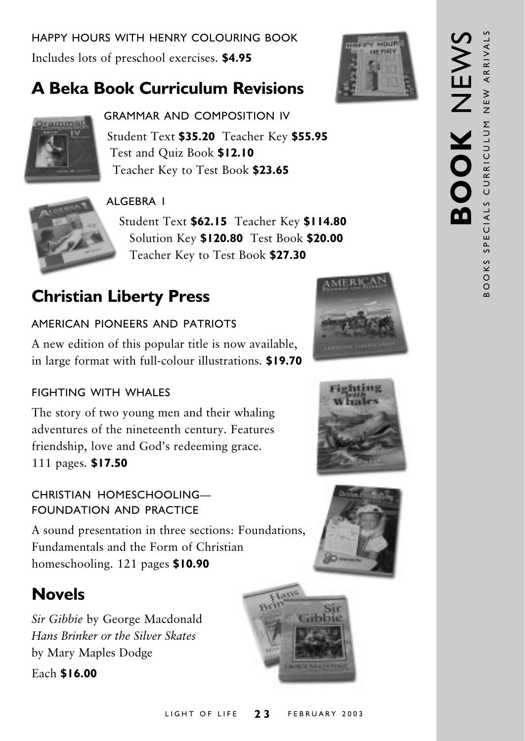HAPPY HOURS WITH HENRY COLOURING BOOK

Includes lots of preschool exercises. **$4.95**

## A Beka Book Curriculum Revisions

GRAMMAR AND COMPOSITION IV

Student Text **$35.20** Teacher Key **$55.95**
Test and Quiz Book **$12.10**
Teacher Key to Test Book **$23.65**

ALGEBRA 1

Student Text **$62.15** Teacher Key **$114.80**
Solution Key **$120.80** Test Book **$20.00**
Teacher Key to Test Book **$27.30**

## Christian Liberty Press

AMERICAN PIONEERS AND PATRIOTS

A new edition of this popular title is now available, in large format with full-colour illustrations. **$19.70**

FIGHTING WITH WHALES

The story of two young men and their whaling adventures of the nineteenth century. Features friendship, love and God's redeeming grace. 111 pages. **$17.50**

CHRISTIAN HOMESCHOOLING—FOUNDATION AND PRACTICE

A sound presentation in three sections: Foundations, Fundamentals and the Form of Christian homeschooling. 121 pages **$10.90**

## Novels

*Sir Gibbie* by George Macdonald
*Hans Brinker or the Silver Skates* by Mary Maples Dodge
Each **$16.00**

**BOOK** NEWS

BOOKS SPECIALS CURRICULUM NEW ARRIVALS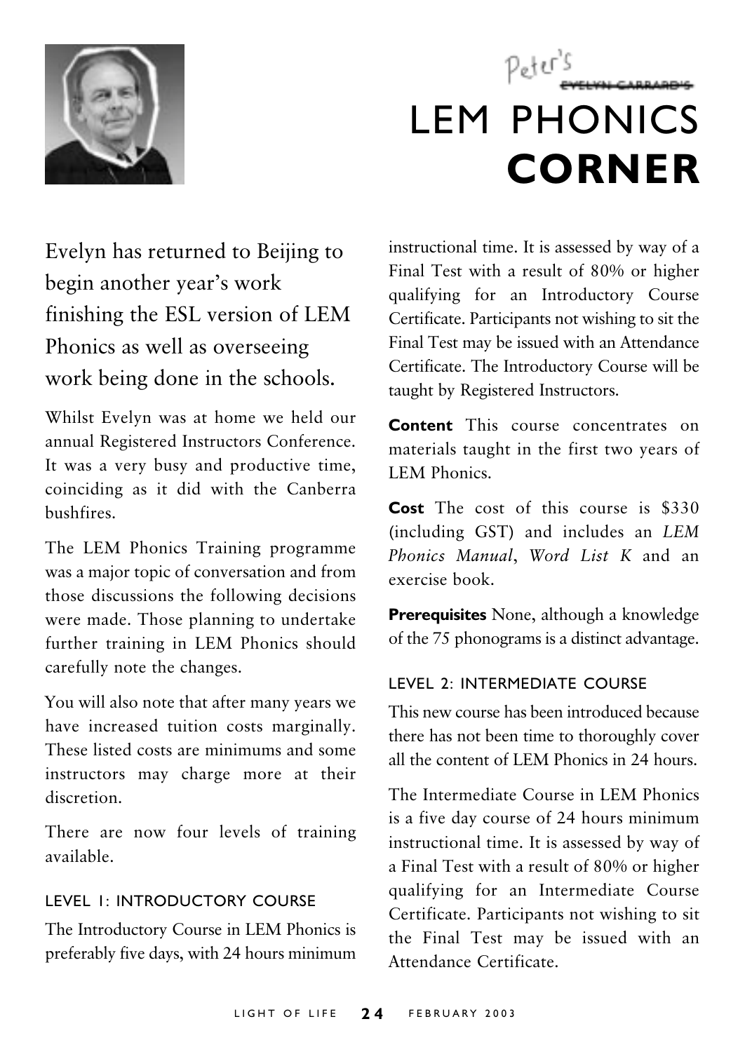Peter's ~~EVELYN GARRARD'S~~

# LEM PHONICS **CORNER**

Evelyn has returned to Beijing to begin another year's work finishing the ESL version of LEM Phonics as well as overseeing work being done in the schools.

Whilst Evelyn was at home we held our annual Registered Instructors Conference. It was a very busy and productive time, coinciding as it did with the Canberra bushfires.

The LEM Phonics Training programme was a major topic of conversation and from those discussions the following decisions were made. Those planning to undertake further training in LEM Phonics should carefully note the changes.

You will also note that after many years we have increased tuition costs marginally. These listed costs are minimums and some instructors may charge more at their discretion.

There are now four levels of training available.

### LEVEL 1: INTRODUCTORY COURSE

The Introductory Course in LEM Phonics is preferably five days, with 24 hours minimum instructional time. It is assessed by way of a Final Test with a result of 80% or higher qualifying for an Introductory Course Certificate. Participants not wishing to sit the Final Test may be issued with an Attendance Certificate. The Introductory Course will be taught by Registered Instructors.

**Content** This course concentrates on materials taught in the first two years of LEM Phonics.

**Cost** The cost of this course is $330 (including GST) and includes an *LEM Phonics Manual*, *Word List K* and an exercise book.

**Prerequisites** None, although a knowledge of the 75 phonograms is a distinct advantage.

### LEVEL 2: INTERMEDIATE COURSE

This new course has been introduced because there has not been time to thoroughly cover all the content of LEM Phonics in 24 hours.

The Intermediate Course in LEM Phonics is a five day course of 24 hours minimum instructional time. It is assessed by way of a Final Test with a result of 80% or higher qualifying for an Intermediate Course Certificate. Participants not wishing to sit the Final Test may be issued with an Attendance Certificate.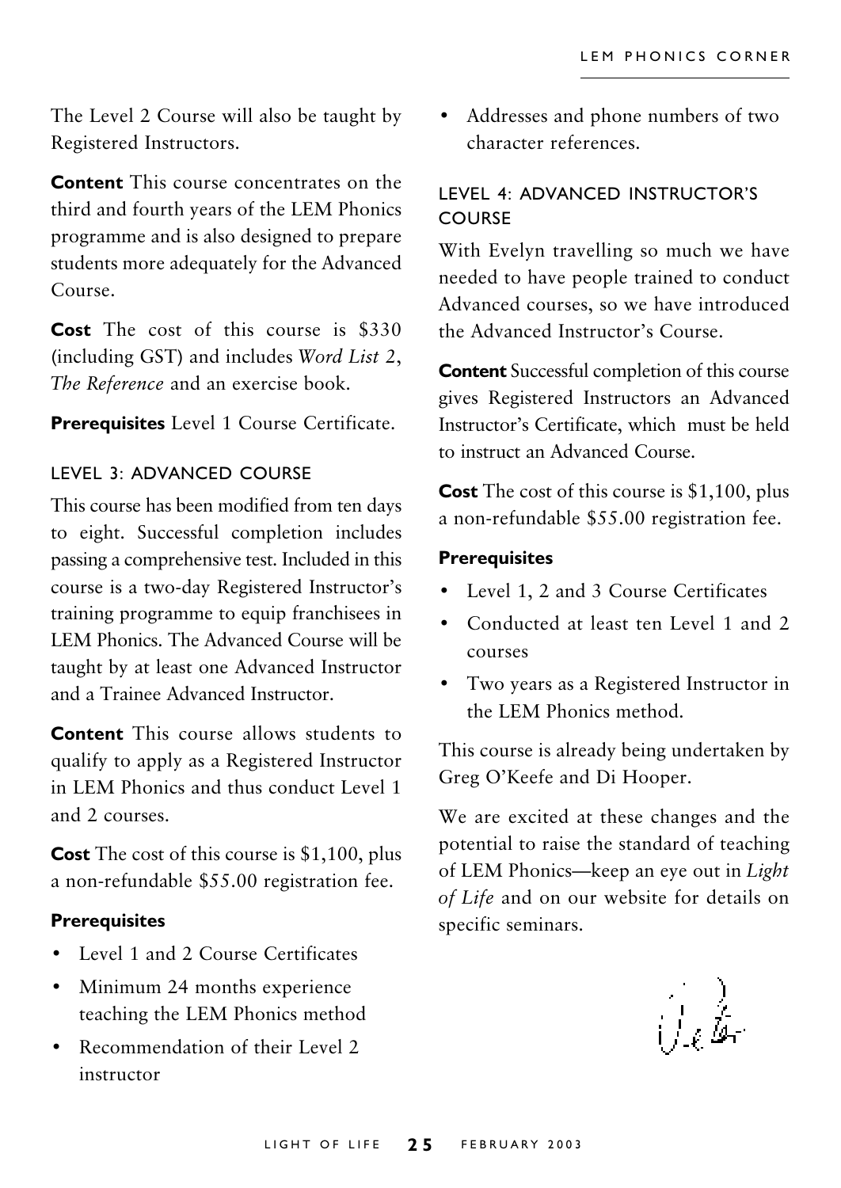The Level 2 Course will also be taught by Registered Instructors.

**Content** This course concentrates on the third and fourth years of the LEM Phonics programme and is also designed to prepare students more adequately for the Advanced Course.

**Cost** The cost of this course is $330 (including GST) and includes *Word List 2*, *The Reference* and an exercise book.

**Prerequisites** Level 1 Course Certificate.

### LEVEL 3: ADVANCED COURSE

This course has been modified from ten days to eight. Successful completion includes passing a comprehensive test. Included in this course is a two-day Registered Instructor's training programme to equip franchisees in LEM Phonics. The Advanced Course will be taught by at least one Advanced Instructor and a Trainee Advanced Instructor.

**Content** This course allows students to qualify to apply as a Registered Instructor in LEM Phonics and thus conduct Level 1 and 2 courses.

**Cost** The cost of this course is $1,100, plus a non-refundable $55.00 registration fee.

**Prerequisites**

- Level 1 and 2 Course Certificates
- Minimum 24 months experience teaching the LEM Phonics method
- Recommendation of their Level 2 instructor
- Addresses and phone numbers of two character references.

### LEVEL 4: ADVANCED INSTRUCTOR'S COURSE

With Evelyn travelling so much we have needed to have people trained to conduct Advanced courses, so we have introduced the Advanced Instructor's Course.

**Content** Successful completion of this course gives Registered Instructors an Advanced Instructor's Certificate, which must be held to instruct an Advanced Course.

**Cost** The cost of this course is $1,100, plus a non-refundable $55.00 registration fee.

**Prerequisites**

- Level 1, 2 and 3 Course Certificates
- Conducted at least ten Level 1 and 2 courses
- Two years as a Registered Instructor in the LEM Phonics method.

This course is already being undertaken by Greg O'Keefe and Di Hooper.

We are excited at these changes and the potential to raise the standard of teaching of LEM Phonics—keep an eye out in *Light of Life* and on our website for details on specific seminars.